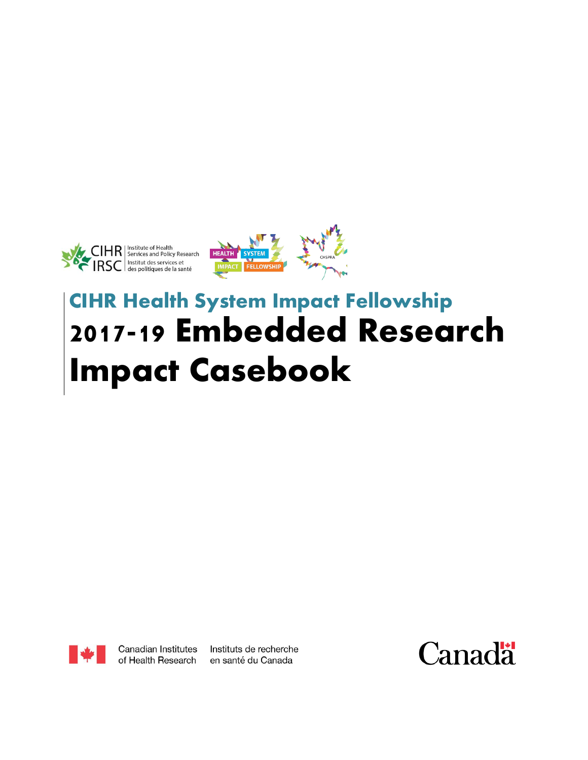CIHR IRSC | Institute of Health Services and Policy Research | Institut des services et des politiques de la santé

HEALTH SYSTEM IMPACT FELLOWSHIP

CHSPRA

# CIHR Health System Impact Fellowship

# 2017-19 Embedded Research Impact Casebook

Canadian Institutes of Health Research | Instituts de recherche en santé du Canada

Canada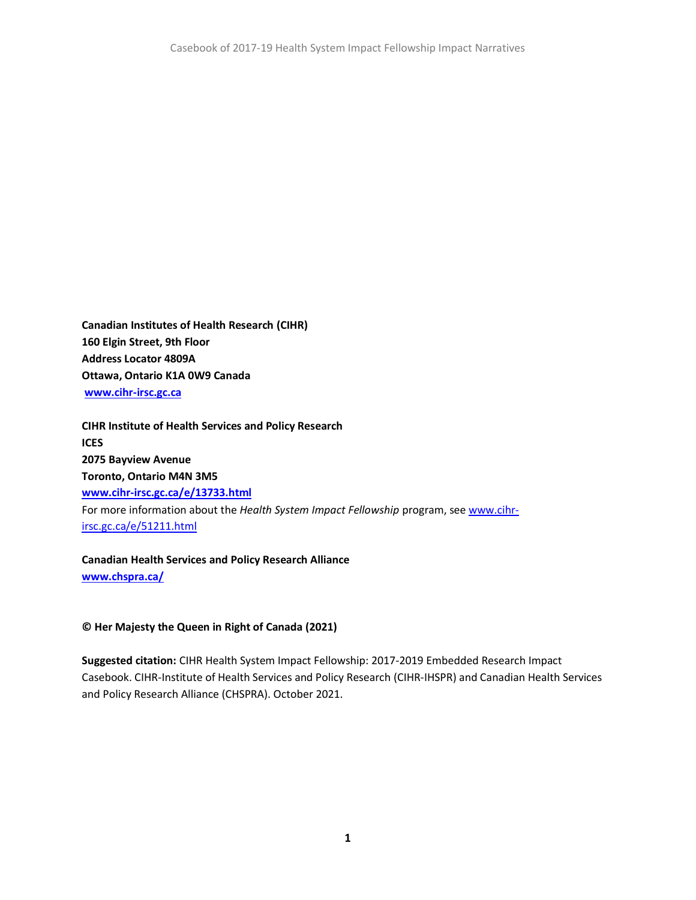**Canadian Institutes of Health Research (CIHR)**
**160 Elgin Street, 9th Floor**
**Address Locator 4809A**
**Ottawa, Ontario K1A 0W9 Canada**
**[www.cihr-irsc.gc.ca](http://www.cihr-irsc.gc.ca)**

**CIHR Institute of Health Services and Policy Research**
**ICES**
**2075 Bayview Avenue**
**Toronto, Ontario M4N 3M5**
**[www.cihr-irsc.gc.ca/e/13733.html](http://www.cihr-irsc.gc.ca/e/13733.html)**
For more information about the *Health System Impact Fellowship* program, see [www.cihr-irsc.gc.ca/e/51211.html](http://www.cihr-irsc.gc.ca/e/51211.html)

**Canadian Health Services and Policy Research Alliance**
**[www.chspra.ca/](http://www.chspra.ca/)**

**© Her Majesty the Queen in Right of Canada (2021)**

**Suggested citation:** CIHR Health System Impact Fellowship: 2017-2019 Embedded Research Impact Casebook. CIHR-Institute of Health Services and Policy Research (CIHR-IHSPR) and Canadian Health Services and Policy Research Alliance (CHSPRA). October 2021.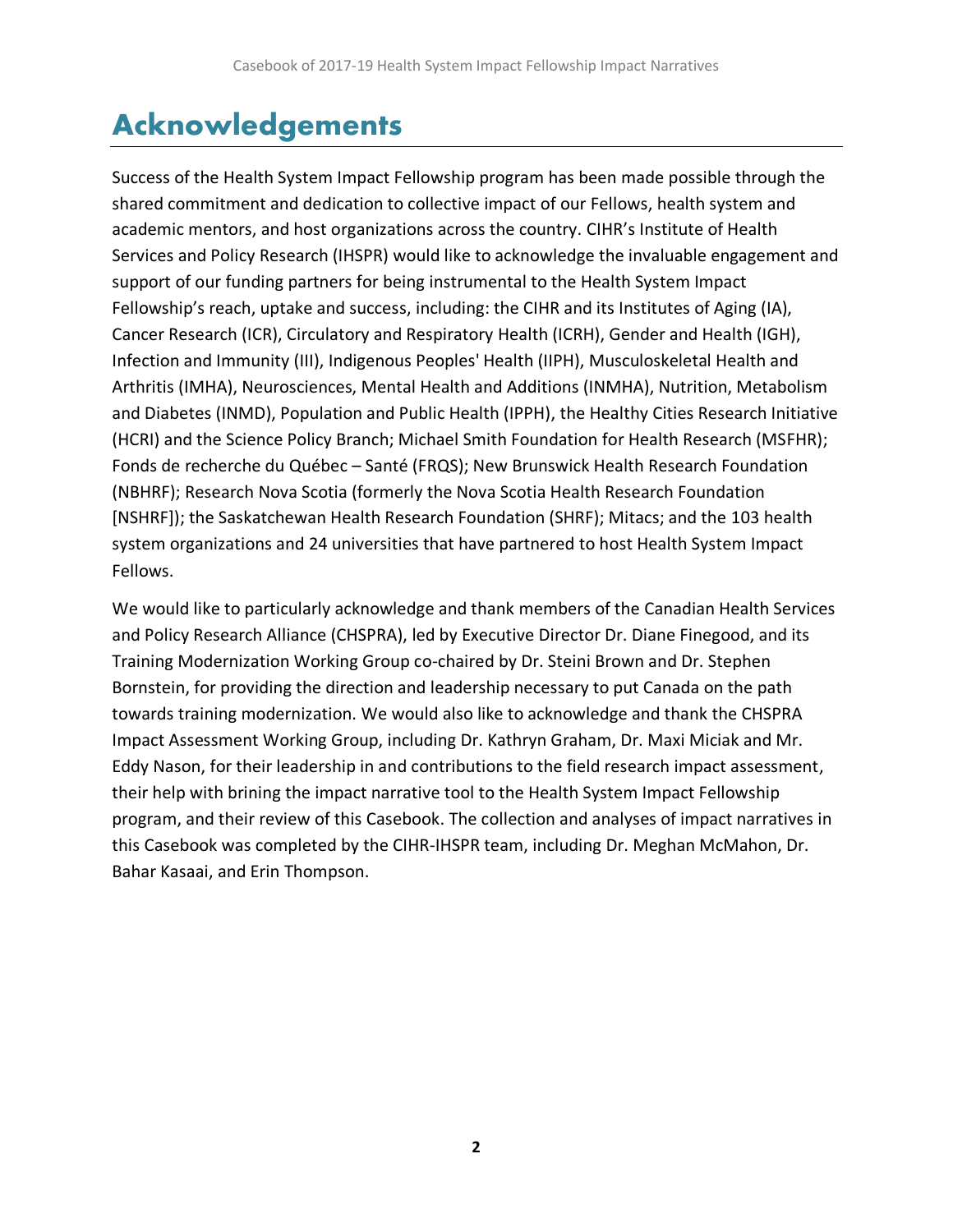# Acknowledgements

Success of the Health System Impact Fellowship program has been made possible through the shared commitment and dedication to collective impact of our Fellows, health system and academic mentors, and host organizations across the country. CIHR's Institute of Health Services and Policy Research (IHSPR) would like to acknowledge the invaluable engagement and support of our funding partners for being instrumental to the Health System Impact Fellowship's reach, uptake and success, including: the CIHR and its Institutes of Aging (IA), Cancer Research (ICR), Circulatory and Respiratory Health (ICRH), Gender and Health (IGH), Infection and Immunity (III), Indigenous Peoples' Health (IIPH), Musculoskeletal Health and Arthritis (IMHA), Neurosciences, Mental Health and Additions (INMHA), Nutrition, Metabolism and Diabetes (INMD), Population and Public Health (IPPH), the Healthy Cities Research Initiative (HCRI) and the Science Policy Branch; Michael Smith Foundation for Health Research (MSFHR); Fonds de recherche du Québec – Santé (FRQS); New Brunswick Health Research Foundation (NBHRF); Research Nova Scotia (formerly the Nova Scotia Health Research Foundation [NSHRF]); the Saskatchewan Health Research Foundation (SHRF); Mitacs; and the 103 health system organizations and 24 universities that have partnered to host Health System Impact Fellows.

We would like to particularly acknowledge and thank members of the Canadian Health Services and Policy Research Alliance (CHSPRA), led by Executive Director Dr. Diane Finegood, and its Training Modernization Working Group co-chaired by Dr. Steini Brown and Dr. Stephen Bornstein, for providing the direction and leadership necessary to put Canada on the path towards training modernization. We would also like to acknowledge and thank the CHSPRA Impact Assessment Working Group, including Dr. Kathryn Graham, Dr. Maxi Miciak and Mr. Eddy Nason, for their leadership in and contributions to the field research impact assessment, their help with brining the impact narrative tool to the Health System Impact Fellowship program, and their review of this Casebook. The collection and analyses of impact narratives in this Casebook was completed by the CIHR-IHSPR team, including Dr. Meghan McMahon, Dr. Bahar Kasaai, and Erin Thompson.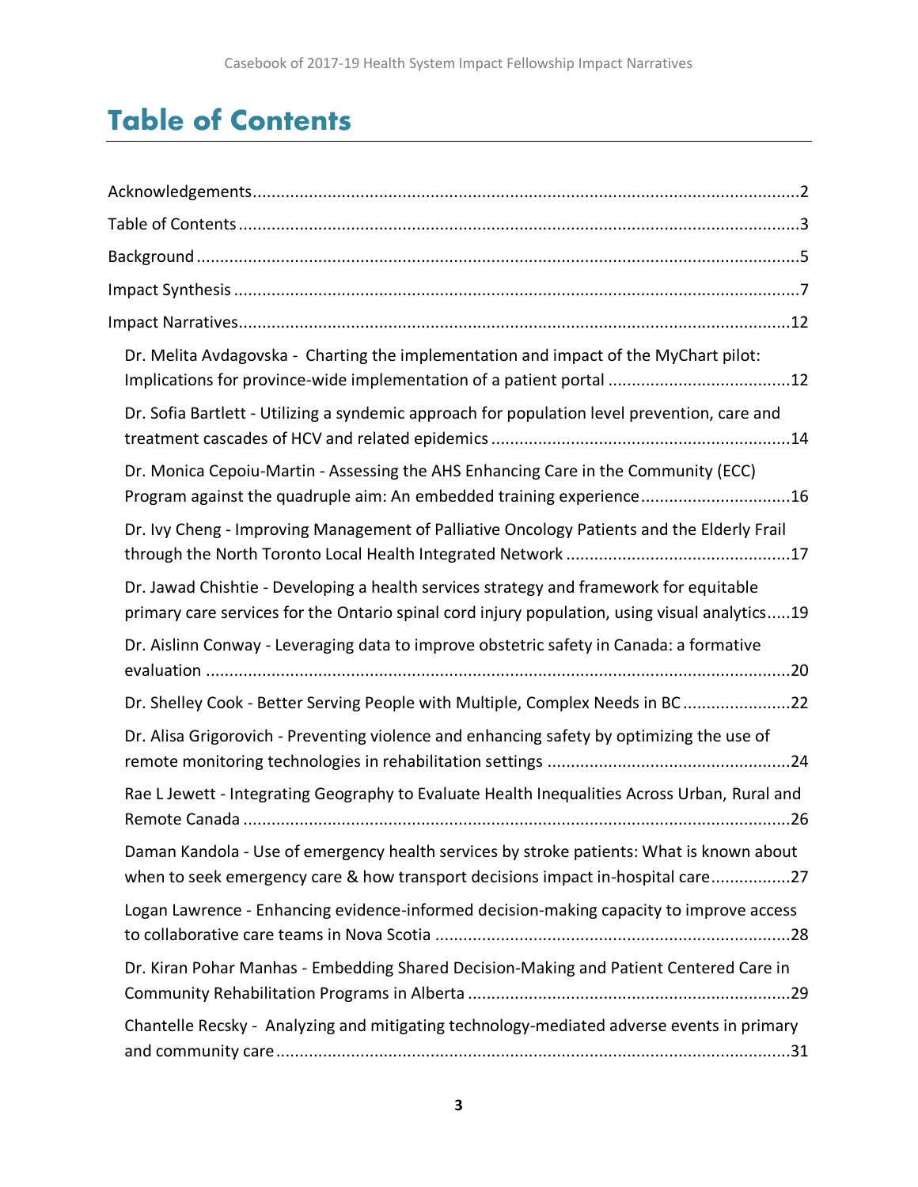# Table of Contents

Acknowledgements....2

Table of Contents....3

Background....5

Impact Synthesis....7

Impact Narratives....12

- Dr. Melita Avdagovska - Charting the implementation and impact of the MyChart pilot: Implications for province-wide implementation of a patient portal....12
- Dr. Sofia Bartlett - Utilizing a syndemic approach for population level prevention, care and treatment cascades of HCV and related epidemics....14
- Dr. Monica Cepoiu-Martin - Assessing the AHS Enhancing Care in the Community (ECC) Program against the quadruple aim: An embedded training experience....16
- Dr. Ivy Cheng - Improving Management of Palliative Oncology Patients and the Elderly Frail through the North Toronto Local Health Integrated Network....17
- Dr. Jawad Chishtie - Developing a health services strategy and framework for equitable primary care services for the Ontario spinal cord injury population, using visual analytics....19
- Dr. Aislinn Conway - Leveraging data to improve obstetric safety in Canada: a formative evaluation....20
- Dr. Shelley Cook - Better Serving People with Multiple, Complex Needs in BC....22
- Dr. Alisa Grigorovich - Preventing violence and enhancing safety by optimizing the use of remote monitoring technologies in rehabilitation settings....24
- Rae L Jewett - Integrating Geography to Evaluate Health Inequalities Across Urban, Rural and Remote Canada....26
- Daman Kandola - Use of emergency health services by stroke patients: What is known about when to seek emergency care & how transport decisions impact in-hospital care....27
- Logan Lawrence - Enhancing evidence-informed decision-making capacity to improve access to collaborative care teams in Nova Scotia....28
- Dr. Kiran Pohar Manhas - Embedding Shared Decision-Making and Patient Centered Care in Community Rehabilitation Programs in Alberta....29
- Chantelle Recsky - Analyzing and mitigating technology-mediated adverse events in primary and community care....31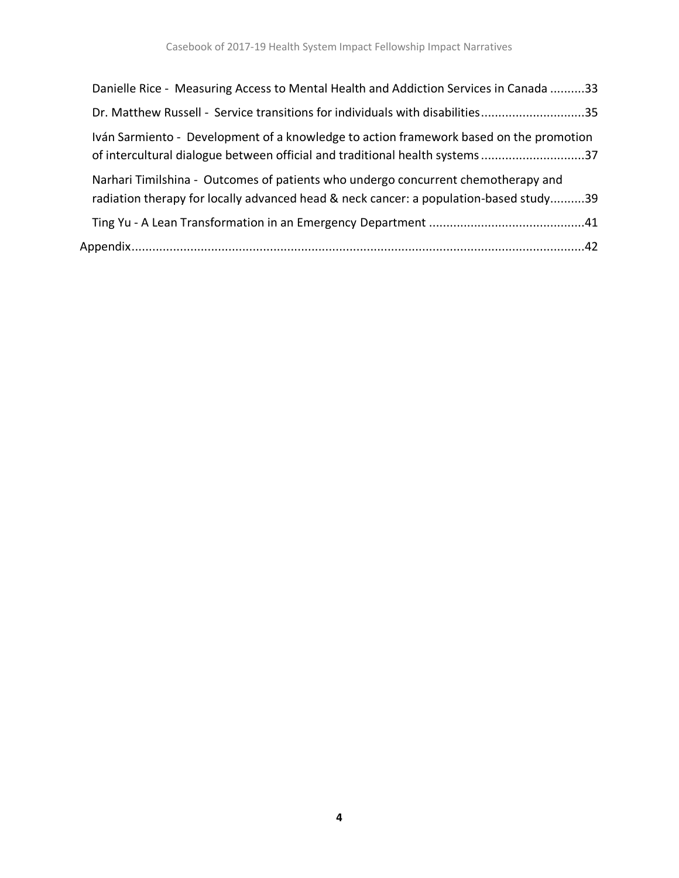Danielle Rice - Measuring Access to Mental Health and Addiction Services in Canada ..........33

Dr. Matthew Russell - Service transitions for individuals with disabilities.............................35

Iván Sarmiento - Development of a knowledge to action framework based on the promotion of intercultural dialogue between official and traditional health systems.............................37

Narhari Timilshina - Outcomes of patients who undergo concurrent chemotherapy and radiation therapy for locally advanced head & neck cancer: a population-based study..........39

Ting Yu - A Lean Transformation in an Emergency Department ............................................41

Appendix.................................................................................................................................42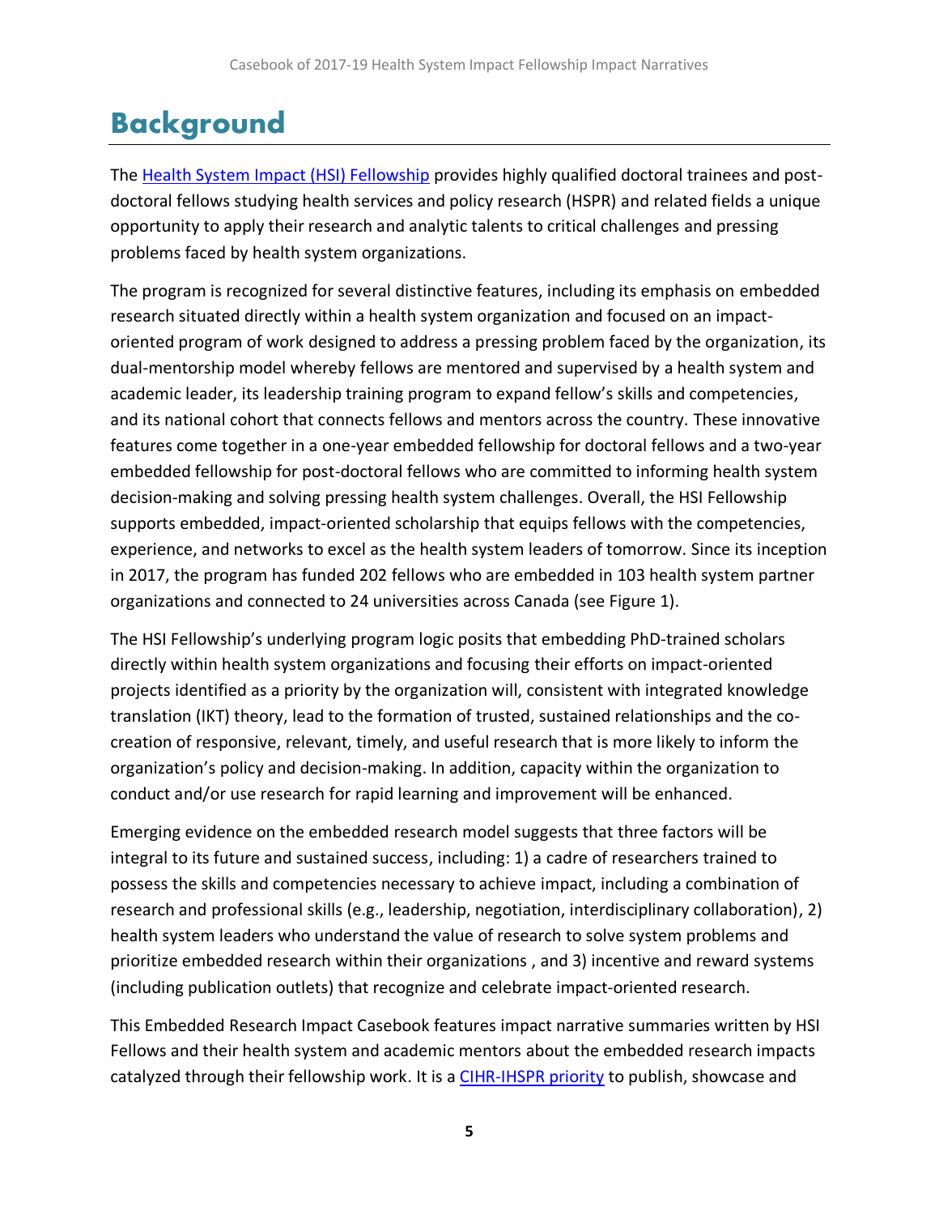# Background

The Health System Impact (HSI) Fellowship provides highly qualified doctoral trainees and post-doctoral fellows studying health services and policy research (HSPR) and related fields a unique opportunity to apply their research and analytic talents to critical challenges and pressing problems faced by health system organizations.

The program is recognized for several distinctive features, including its emphasis on embedded research situated directly within a health system organization and focused on an impact-oriented program of work designed to address a pressing problem faced by the organization, its dual-mentorship model whereby fellows are mentored and supervised by a health system and academic leader, its leadership training program to expand fellow's skills and competencies, and its national cohort that connects fellows and mentors across the country. These innovative features come together in a one-year embedded fellowship for doctoral fellows and a two-year embedded fellowship for post-doctoral fellows who are committed to informing health system decision-making and solving pressing health system challenges. Overall, the HSI Fellowship supports embedded, impact-oriented scholarship that equips fellows with the competencies, experience, and networks to excel as the health system leaders of tomorrow. Since its inception in 2017, the program has funded 202 fellows who are embedded in 103 health system partner organizations and connected to 24 universities across Canada (see Figure 1).

The HSI Fellowship's underlying program logic posits that embedding PhD-trained scholars directly within health system organizations and focusing their efforts on impact-oriented projects identified as a priority by the organization will, consistent with integrated knowledge translation (IKT) theory, lead to the formation of trusted, sustained relationships and the co-creation of responsive, relevant, timely, and useful research that is more likely to inform the organization's policy and decision-making. In addition, capacity within the organization to conduct and/or use research for rapid learning and improvement will be enhanced.

Emerging evidence on the embedded research model suggests that three factors will be integral to its future and sustained success, including: 1) a cadre of researchers trained to possess the skills and competencies necessary to achieve impact, including a combination of research and professional skills (e.g., leadership, negotiation, interdisciplinary collaboration), 2) health system leaders who understand the value of research to solve system problems and prioritize embedded research within their organizations , and 3) incentive and reward systems (including publication outlets) that recognize and celebrate impact-oriented research.

This Embedded Research Impact Casebook features impact narrative summaries written by HSI Fellows and their health system and academic mentors about the embedded research impacts catalyzed through their fellowship work. It is a CIHR-IHSPR priority to publish, showcase and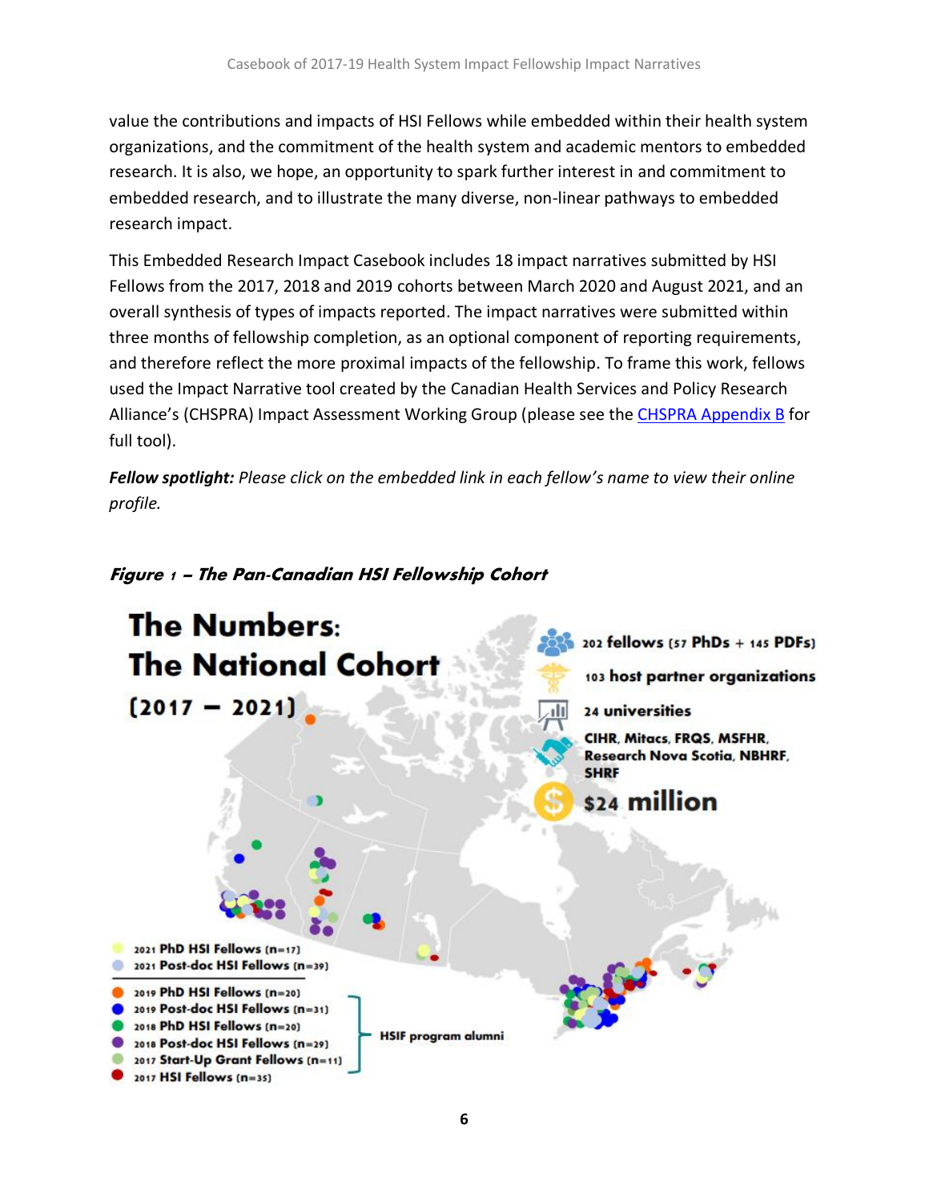value the contributions and impacts of HSI Fellows while embedded within their health system organizations, and the commitment of the health system and academic mentors to embedded research. It is also, we hope, an opportunity to spark further interest in and commitment to embedded research, and to illustrate the many diverse, non-linear pathways to embedded research impact.

This Embedded Research Impact Casebook includes 18 impact narratives submitted by HSI Fellows from the 2017, 2018 and 2019 cohorts between March 2020 and August 2021, and an overall synthesis of types of impacts reported. The impact narratives were submitted within three months of fellowship completion, as an optional component of reporting requirements, and therefore reflect the more proximal impacts of the fellowship. To frame this work, fellows used the Impact Narrative tool created by the Canadian Health Services and Policy Research Alliance's (CHSPRA) Impact Assessment Working Group (please see the [CHSPRA Appendix B] for full tool).

***Fellow spotlight:*** *Please click on the embedded link in each fellow's name to view their online profile.*

***Figure 1 – The Pan-Canadian HSI Fellowship Cohort***

**The Numbers: The National Cohort (2017 – 2021)**

- 202 fellows (57 PhDs + 145 PDFs)
- 103 host partner organizations
- 24 universities
- CIHR, Mitacs, FRQS, MSFHR, Research Nova Scotia, NBHRF, SHRF
- $24 million

- 2021 PhD HSI Fellows (n=17)
- 2021 Post-doc HSI Fellows (n=39)

HSIF program alumni:
- 2019 PhD HSI Fellows (n=20)
- 2019 Post-doc HSI Fellows (n=31)
- 2018 PhD HSI Fellows (n=20)
- 2018 Post-doc HSI Fellows (n=29)
- 2017 Start-Up Grant Fellows (n=11)
- 2017 HSI Fellows (n=35)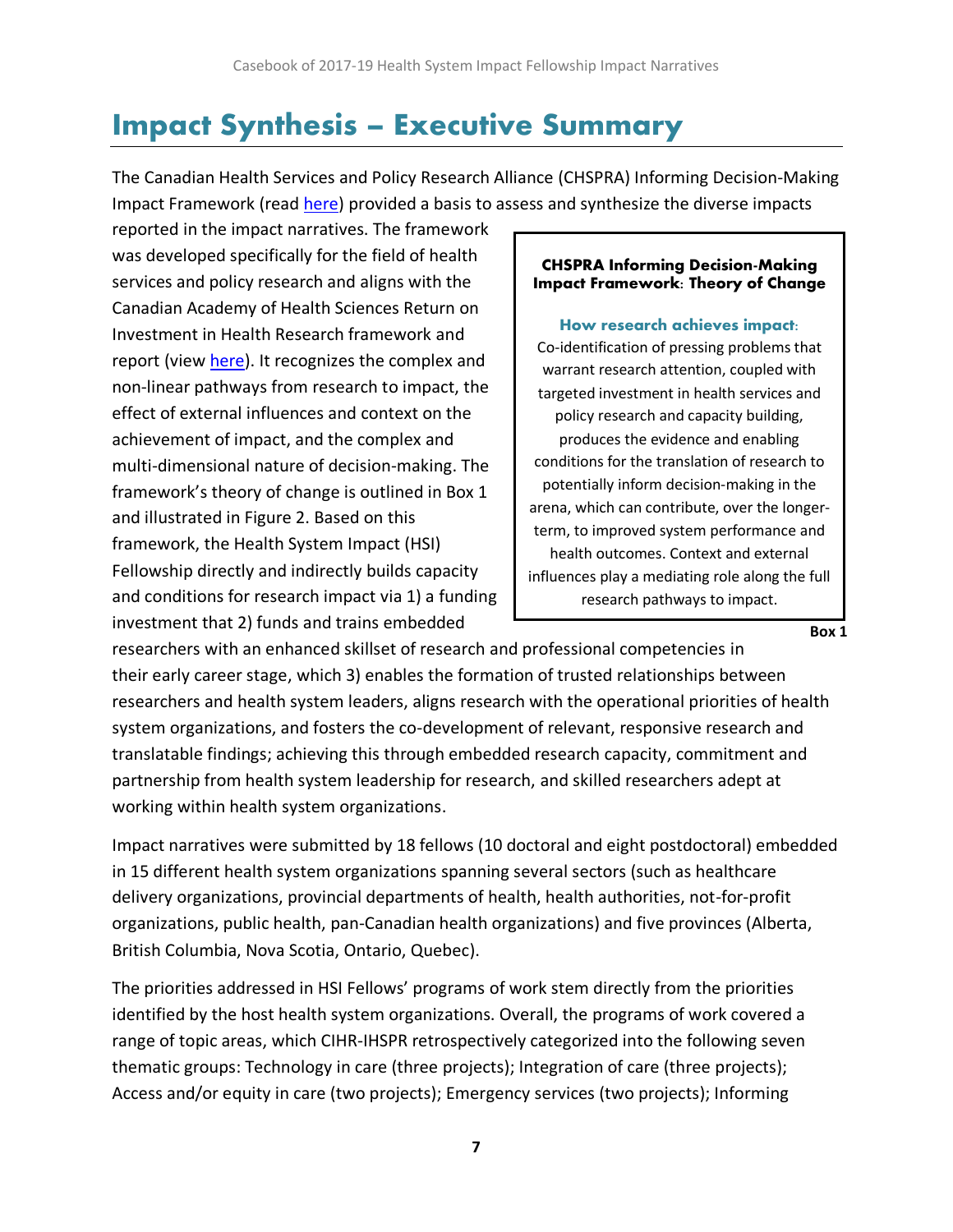# Impact Synthesis – Executive Summary

The Canadian Health Services and Policy Research Alliance (CHSPRA) Informing Decision-Making Impact Framework (read here) provided a basis to assess and synthesize the diverse impacts reported in the impact narratives. The framework was developed specifically for the field of health services and policy research and aligns with the Canadian Academy of Health Sciences Return on Investment in Health Research framework and report (view here). It recognizes the complex and non-linear pathways from research to impact, the effect of external influences and context on the achievement of impact, and the complex and multi-dimensional nature of decision-making. The framework's theory of change is outlined in Box 1 and illustrated in Figure 2. Based on this framework, the Health System Impact (HSI) Fellowship directly and indirectly builds capacity and conditions for research impact via 1) a funding investment that 2) funds and trains embedded researchers with an enhanced skillset of research and professional competencies in their early career stage, which 3) enables the formation of trusted relationships between researchers and health system leaders, aligns research with the operational priorities of health system organizations, and fosters the co-development of relevant, responsive research and translatable findings; achieving this through embedded research capacity, commitment and partnership from health system leadership for research, and skilled researchers adept at working within health system organizations.

> **CHSPRA Informing Decision-Making Impact Framework: Theory of Change**
>
> **How research achieves impact:**
> Co-identification of pressing problems that warrant research attention, coupled with targeted investment in health services and policy research and capacity building, produces the evidence and enabling conditions for the translation of research to potentially inform decision-making in the arena, which can contribute, over the longer-term, to improved system performance and health outcomes. Context and external influences play a mediating role along the full research pathways to impact.

**Box 1**

Impact narratives were submitted by 18 fellows (10 doctoral and eight postdoctoral) embedded in 15 different health system organizations spanning several sectors (such as healthcare delivery organizations, provincial departments of health, health authorities, not-for-profit organizations, public health, pan-Canadian health organizations) and five provinces (Alberta, British Columbia, Nova Scotia, Ontario, Quebec).

The priorities addressed in HSI Fellows' programs of work stem directly from the priorities identified by the host health system organizations. Overall, the programs of work covered a range of topic areas, which CIHR-IHSPR retrospectively categorized into the following seven thematic groups: Technology in care (three projects); Integration of care (three projects); Access and/or equity in care (two projects); Emergency services (two projects); Informing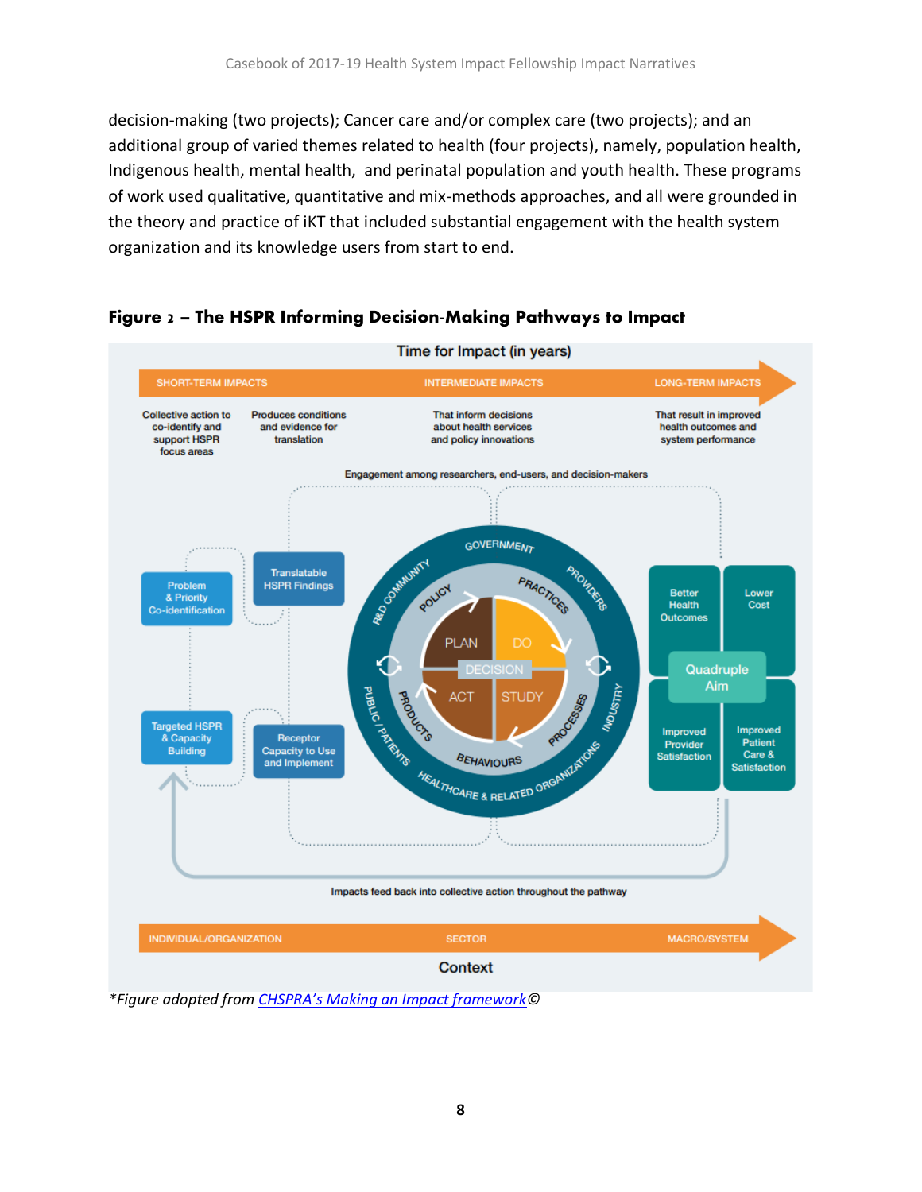decision-making (two projects); Cancer care and/or complex care (two projects); and an additional group of varied themes related to health (four projects), namely, population health, Indigenous health, mental health, and perinatal population and youth health. These programs of work used qualitative, quantitative and mix-methods approaches, and all were grounded in the theory and practice of iKT that included substantial engagement with the health system organization and its knowledge users from start to end.

**Figure 2 – The HSPR Informing Decision-Making Pathways to Impact**

*Figure adopted from [CHSPRA's Making an Impact framework]©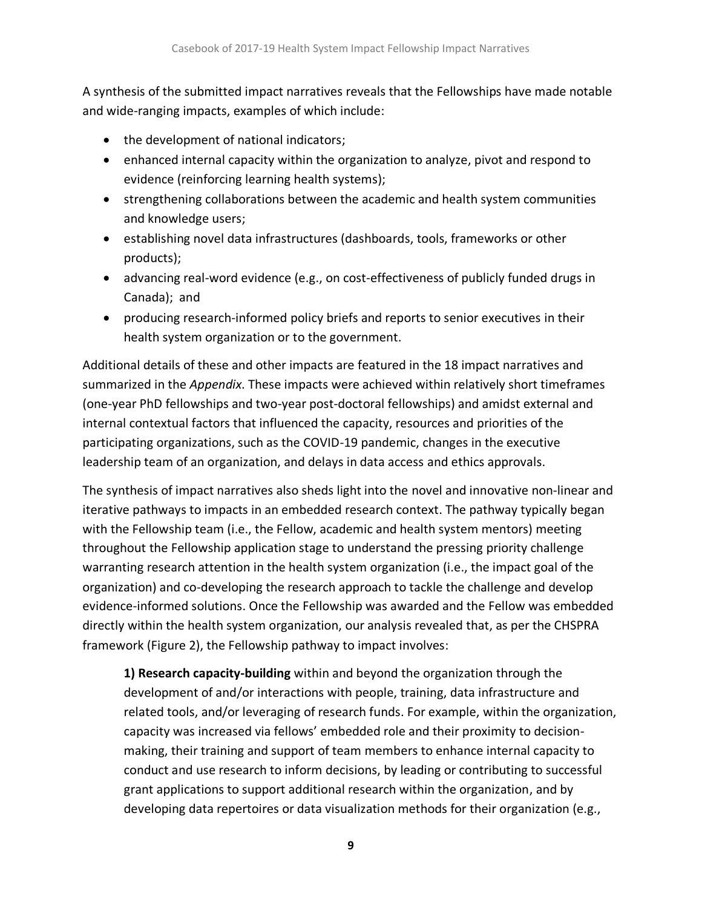A synthesis of the submitted impact narratives reveals that the Fellowships have made notable and wide-ranging impacts, examples of which include:

- the development of national indicators;
- enhanced internal capacity within the organization to analyze, pivot and respond to evidence (reinforcing learning health systems);
- strengthening collaborations between the academic and health system communities and knowledge users;
- establishing novel data infrastructures (dashboards, tools, frameworks or other products);
- advancing real-word evidence (e.g., on cost-effectiveness of publicly funded drugs in Canada); and
- producing research-informed policy briefs and reports to senior executives in their health system organization or to the government.

Additional details of these and other impacts are featured in the 18 impact narratives and summarized in the *Appendix*. These impacts were achieved within relatively short timeframes (one-year PhD fellowships and two-year post-doctoral fellowships) and amidst external and internal contextual factors that influenced the capacity, resources and priorities of the participating organizations, such as the COVID-19 pandemic, changes in the executive leadership team of an organization, and delays in data access and ethics approvals.

The synthesis of impact narratives also sheds light into the novel and innovative non-linear and iterative pathways to impacts in an embedded research context. The pathway typically began with the Fellowship team (i.e., the Fellow, academic and health system mentors) meeting throughout the Fellowship application stage to understand the pressing priority challenge warranting research attention in the health system organization (i.e., the impact goal of the organization) and co-developing the research approach to tackle the challenge and develop evidence-informed solutions. Once the Fellowship was awarded and the Fellow was embedded directly within the health system organization, our analysis revealed that, as per the CHSPRA framework (Figure 2), the Fellowship pathway to impact involves:

> **1) Research capacity-building** within and beyond the organization through the development of and/or interactions with people, training, data infrastructure and related tools, and/or leveraging of research funds. For example, within the organization, capacity was increased via fellows' embedded role and their proximity to decision-making, their training and support of team members to enhance internal capacity to conduct and use research to inform decisions, by leading or contributing to successful grant applications to support additional research within the organization, and by developing data repertoires or data visualization methods for their organization (e.g.,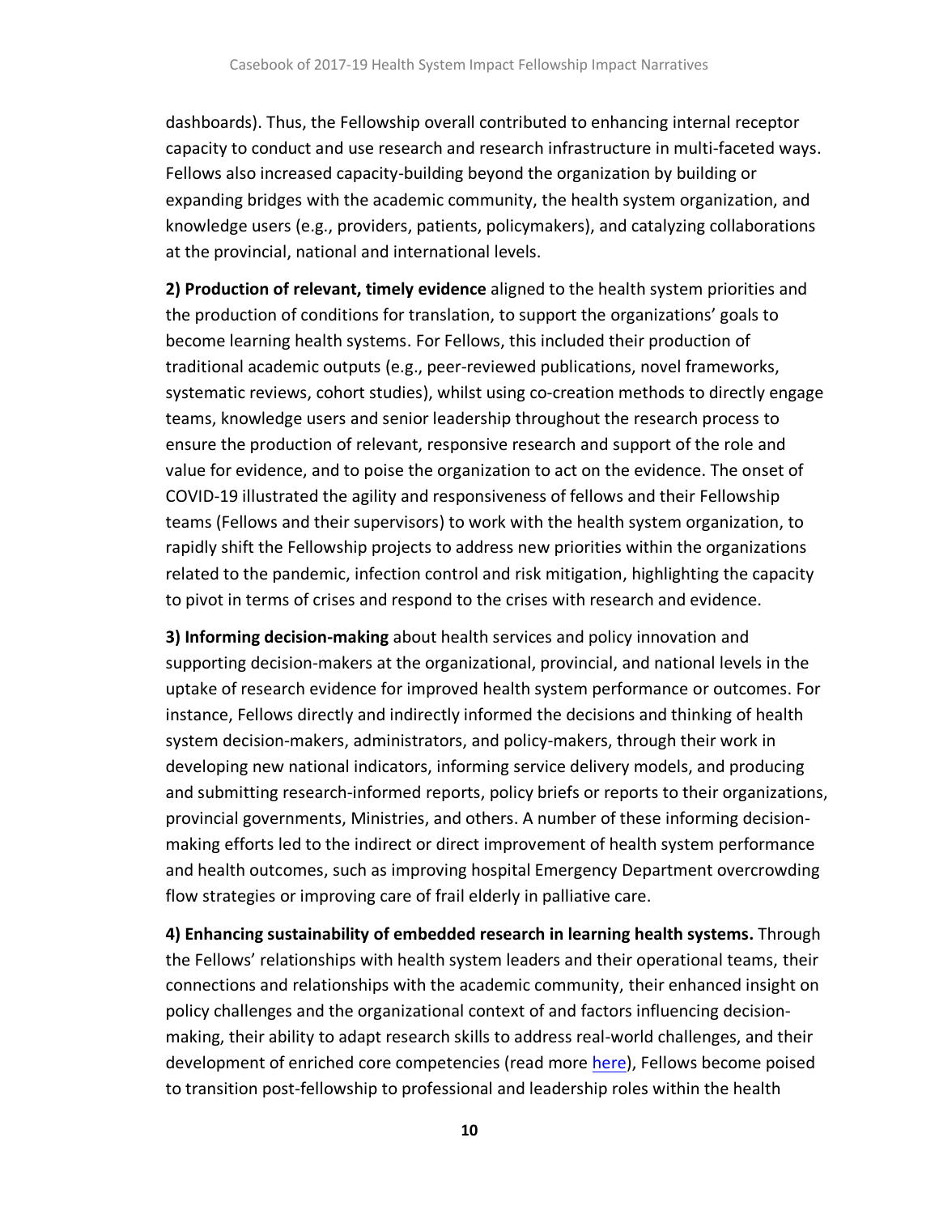dashboards). Thus, the Fellowship overall contributed to enhancing internal receptor capacity to conduct and use research and research infrastructure in multi-faceted ways. Fellows also increased capacity-building beyond the organization by building or expanding bridges with the academic community, the health system organization, and knowledge users (e.g., providers, patients, policymakers), and catalyzing collaborations at the provincial, national and international levels.

**2) Production of relevant, timely evidence** aligned to the health system priorities and the production of conditions for translation, to support the organizations' goals to become learning health systems. For Fellows, this included their production of traditional academic outputs (e.g., peer-reviewed publications, novel frameworks, systematic reviews, cohort studies), whilst using co-creation methods to directly engage teams, knowledge users and senior leadership throughout the research process to ensure the production of relevant, responsive research and support of the role and value for evidence, and to poise the organization to act on the evidence. The onset of COVID-19 illustrated the agility and responsiveness of fellows and their Fellowship teams (Fellows and their supervisors) to work with the health system organization, to rapidly shift the Fellowship projects to address new priorities within the organizations related to the pandemic, infection control and risk mitigation, highlighting the capacity to pivot in terms of crises and respond to the crises with research and evidence.

**3) Informing decision-making** about health services and policy innovation and supporting decision-makers at the organizational, provincial, and national levels in the uptake of research evidence for improved health system performance or outcomes. For instance, Fellows directly and indirectly informed the decisions and thinking of health system decision-makers, administrators, and policy-makers, through their work in developing new national indicators, informing service delivery models, and producing and submitting research-informed reports, policy briefs or reports to their organizations, provincial governments, Ministries, and others. A number of these informing decision-making efforts led to the indirect or direct improvement of health system performance and health outcomes, such as improving hospital Emergency Department overcrowding flow strategies or improving care of frail elderly in palliative care.

**4) Enhancing sustainability of embedded research in learning health systems.** Through the Fellows' relationships with health system leaders and their operational teams, their connections and relationships with the academic community, their enhanced insight on policy challenges and the organizational context of and factors influencing decision-making, their ability to adapt research skills to address real-world challenges, and their development of enriched core competencies (read more here), Fellows become poised to transition post-fellowship to professional and leadership roles within the health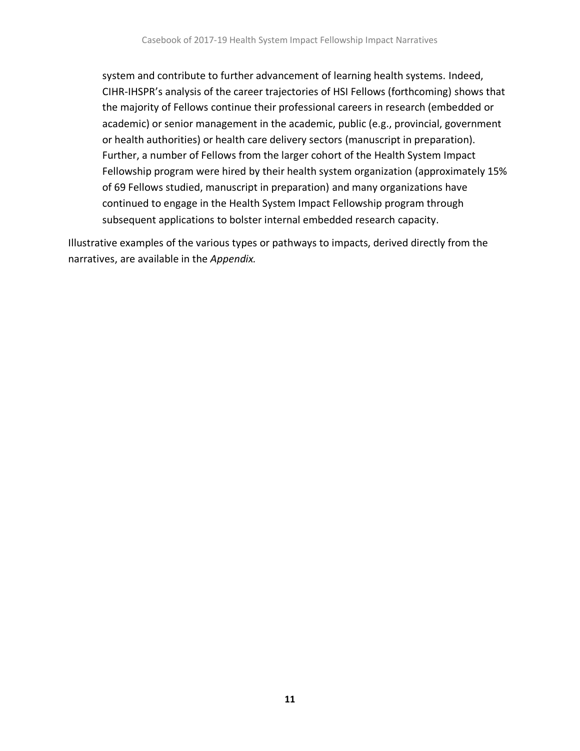system and contribute to further advancement of learning health systems. Indeed, CIHR-IHSPR's analysis of the career trajectories of HSI Fellows (forthcoming) shows that the majority of Fellows continue their professional careers in research (embedded or academic) or senior management in the academic, public (e.g., provincial, government or health authorities) or health care delivery sectors (manuscript in preparation). Further, a number of Fellows from the larger cohort of the Health System Impact Fellowship program were hired by their health system organization (approximately 15% of 69 Fellows studied, manuscript in preparation) and many organizations have continued to engage in the Health System Impact Fellowship program through subsequent applications to bolster internal embedded research capacity.

Illustrative examples of the various types or pathways to impacts, derived directly from the narratives, are available in the *Appendix.*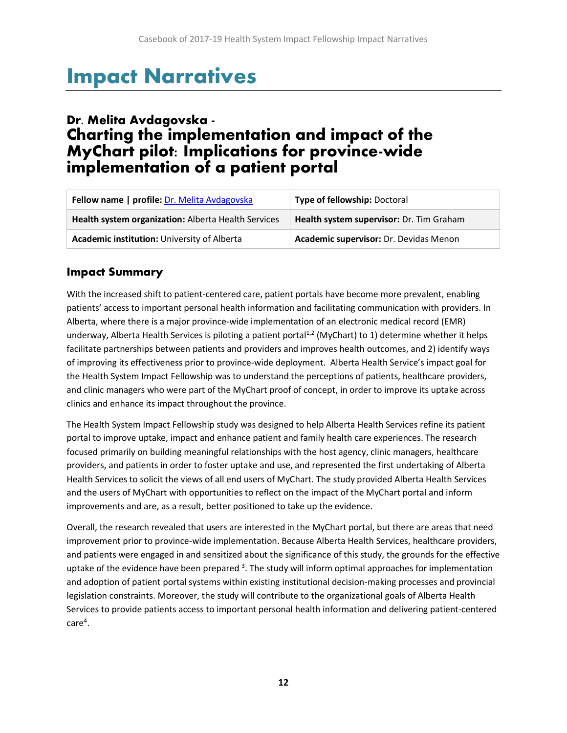# Impact Narratives

## Dr. Melita Avdagovska - Charting the implementation and impact of the MyChart pilot: Implications for province-wide implementation of a patient portal

| **Fellow name \| profile:** Dr. Melita Avdagovska | **Type of fellowship:** Doctoral |
|---|---|
| **Health system organization:** Alberta Health Services | **Health system supervisor:** Dr. Tim Graham |
| **Academic institution:** University of Alberta | **Academic supervisor:** Dr. Devidas Menon |

### Impact Summary

With the increased shift to patient-centered care, patient portals have become more prevalent, enabling patients' access to important personal health information and facilitating communication with providers. In Alberta, where there is a major province-wide implementation of an electronic medical record (EMR) underway, Alberta Health Services is piloting a patient portal[1,2] (MyChart) to 1) determine whether it helps facilitate partnerships between patients and providers and improves health outcomes, and 2) identify ways of improving its effectiveness prior to province-wide deployment. Alberta Health Service's impact goal for the Health System Impact Fellowship was to understand the perceptions of patients, healthcare providers, and clinic managers who were part of the MyChart proof of concept, in order to improve its uptake across clinics and enhance its impact throughout the province.

The Health System Impact Fellowship study was designed to help Alberta Health Services refine its patient portal to improve uptake, impact and enhance patient and family health care experiences. The research focused primarily on building meaningful relationships with the host agency, clinic managers, healthcare providers, and patients in order to foster uptake and use, and represented the first undertaking of Alberta Health Services to solicit the views of all end users of MyChart. The study provided Alberta Health Services and the users of MyChart with opportunities to reflect on the impact of the MyChart portal and inform improvements and are, as a result, better positioned to take up the evidence.

Overall, the research revealed that users are interested in the MyChart portal, but there are areas that need improvement prior to province-wide implementation. Because Alberta Health Services, healthcare providers, and patients were engaged in and sensitized about the significance of this study, the grounds for the effective uptake of the evidence have been prepared [3]. The study will inform optimal approaches for implementation and adoption of patient portal systems within existing institutional decision-making processes and provincial legislation constraints. Moreover, the study will contribute to the organizational goals of Alberta Health Services to provide patients access to important personal health information and delivering patient-centered care[4].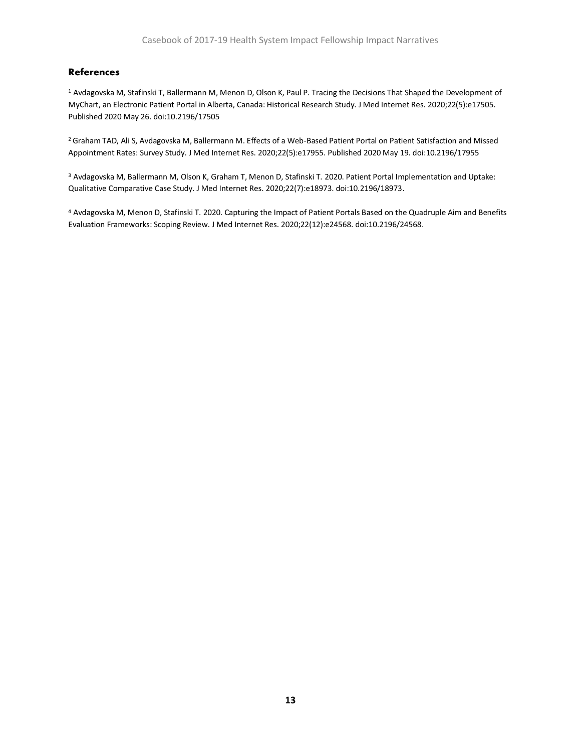## References

[1] Avdagovska M, Stafinski T, Ballermann M, Menon D, Olson K, Paul P. Tracing the Decisions That Shaped the Development of MyChart, an Electronic Patient Portal in Alberta, Canada: Historical Research Study. J Med Internet Res. 2020;22(5):e17505. Published 2020 May 26. doi:10.2196/17505

[2] Graham TAD, Ali S, Avdagovska M, Ballermann M. Effects of a Web-Based Patient Portal on Patient Satisfaction and Missed Appointment Rates: Survey Study. J Med Internet Res. 2020;22(5):e17955. Published 2020 May 19. doi:10.2196/17955

[3] Avdagovska M, Ballermann M, Olson K, Graham T, Menon D, Stafinski T. 2020. Patient Portal Implementation and Uptake: Qualitative Comparative Case Study. J Med Internet Res. 2020;22(7):e18973. doi:10.2196/18973.

[4] Avdagovska M, Menon D, Stafinski T. 2020. Capturing the Impact of Patient Portals Based on the Quadruple Aim and Benefits Evaluation Frameworks: Scoping Review. J Med Internet Res. 2020;22(12):e24568. doi:10.2196/24568.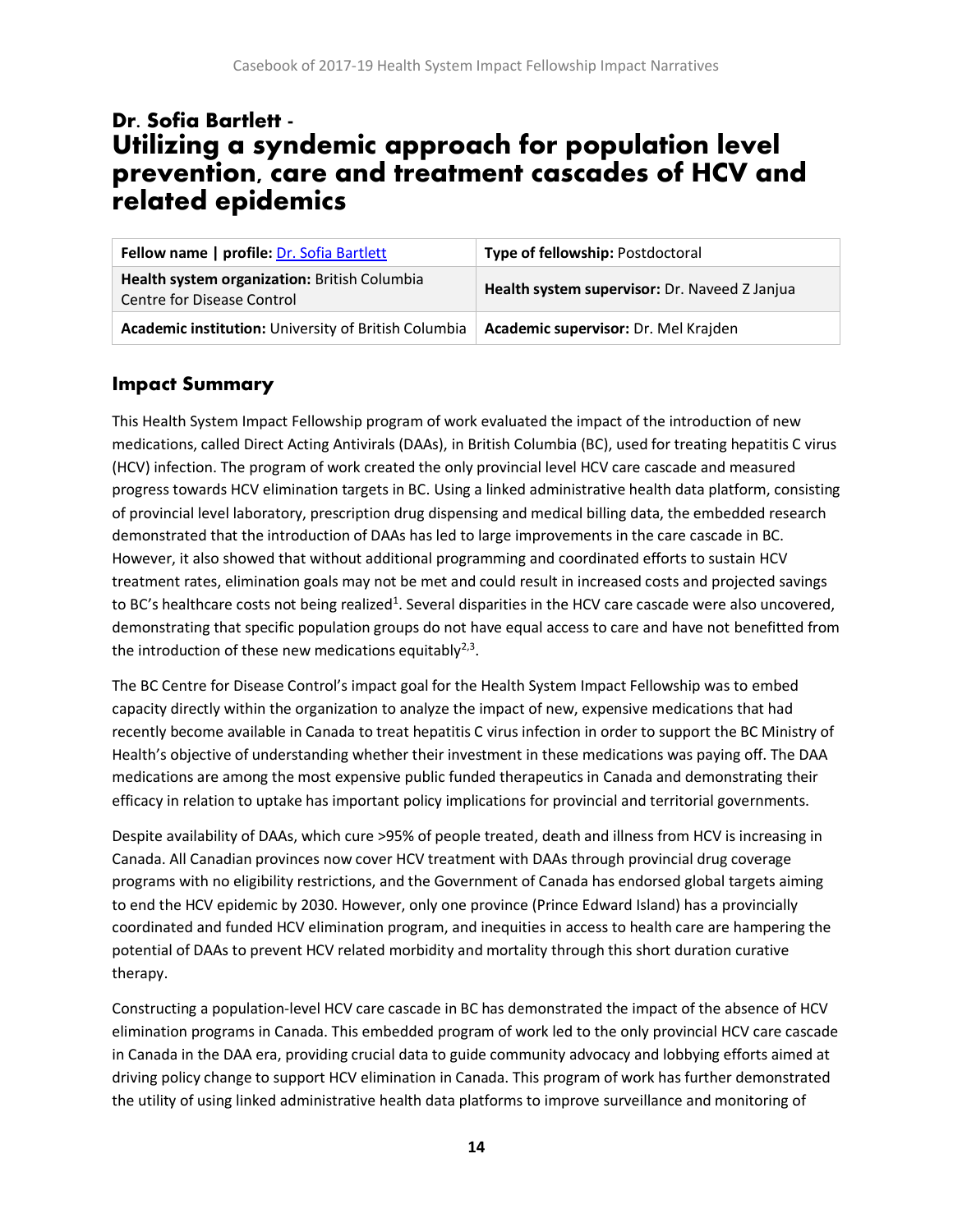# Dr. Sofia Bartlett - Utilizing a syndemic approach for population level prevention, care and treatment cascades of HCV and related epidemics

| **Fellow name \| profile:** Dr. Sofia Bartlett | **Type of fellowship:** Postdoctoral |
|---|---|
| **Health system organization:** British Columbia Centre for Disease Control | **Health system supervisor:** Dr. Naveed Z Janjua |
| **Academic institution:** University of British Columbia | **Academic supervisor:** Dr. Mel Krajden |

## Impact Summary

This Health System Impact Fellowship program of work evaluated the impact of the introduction of new medications, called Direct Acting Antivirals (DAAs), in British Columbia (BC), used for treating hepatitis C virus (HCV) infection. The program of work created the only provincial level HCV care cascade and measured progress towards HCV elimination targets in BC. Using a linked administrative health data platform, consisting of provincial level laboratory, prescription drug dispensing and medical billing data, the embedded research demonstrated that the introduction of DAAs has led to large improvements in the care cascade in BC. However, it also showed that without additional programming and coordinated efforts to sustain HCV treatment rates, elimination goals may not be met and could result in increased costs and projected savings to BC's healthcare costs not being realized[1]. Several disparities in the HCV care cascade were also uncovered, demonstrating that specific population groups do not have equal access to care and have not benefitted from the introduction of these new medications equitably[2,3].

The BC Centre for Disease Control's impact goal for the Health System Impact Fellowship was to embed capacity directly within the organization to analyze the impact of new, expensive medications that had recently become available in Canada to treat hepatitis C virus infection in order to support the BC Ministry of Health's objective of understanding whether their investment in these medications was paying off. The DAA medications are among the most expensive public funded therapeutics in Canada and demonstrating their efficacy in relation to uptake has important policy implications for provincial and territorial governments.

Despite availability of DAAs, which cure >95% of people treated, death and illness from HCV is increasing in Canada. All Canadian provinces now cover HCV treatment with DAAs through provincial drug coverage programs with no eligibility restrictions, and the Government of Canada has endorsed global targets aiming to end the HCV epidemic by 2030. However, only one province (Prince Edward Island) has a provincially coordinated and funded HCV elimination program, and inequities in access to health care are hampering the potential of DAAs to prevent HCV related morbidity and mortality through this short duration curative therapy.

Constructing a population-level HCV care cascade in BC has demonstrated the impact of the absence of HCV elimination programs in Canada. This embedded program of work led to the only provincial HCV care cascade in Canada in the DAA era, providing crucial data to guide community advocacy and lobbying efforts aimed at driving policy change to support HCV elimination in Canada. This program of work has further demonstrated the utility of using linked administrative health data platforms to improve surveillance and monitoring of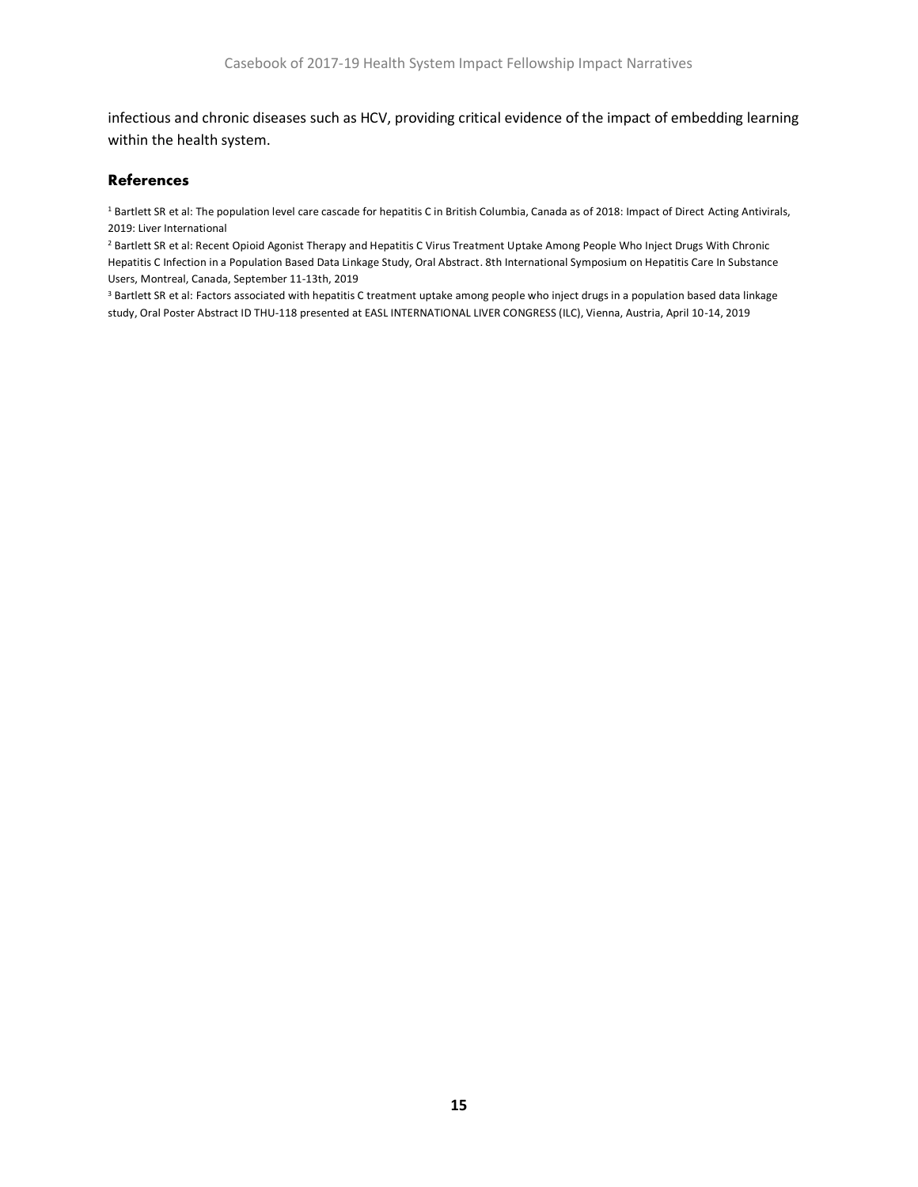infectious and chronic diseases such as HCV, providing critical evidence of the impact of embedding learning within the health system.

### References

[1] Bartlett SR et al: The population level care cascade for hepatitis C in British Columbia, Canada as of 2018: Impact of Direct Acting Antivirals, 2019: Liver International

[2] Bartlett SR et al: Recent Opioid Agonist Therapy and Hepatitis C Virus Treatment Uptake Among People Who Inject Drugs With Chronic Hepatitis C Infection in a Population Based Data Linkage Study, Oral Abstract. 8th International Symposium on Hepatitis Care In Substance Users, Montreal, Canada, September 11-13th, 2019

[3] Bartlett SR et al: Factors associated with hepatitis C treatment uptake among people who inject drugs in a population based data linkage study, Oral Poster Abstract ID THU-118 presented at EASL INTERNATIONAL LIVER CONGRESS (ILC), Vienna, Austria, April 10-14, 2019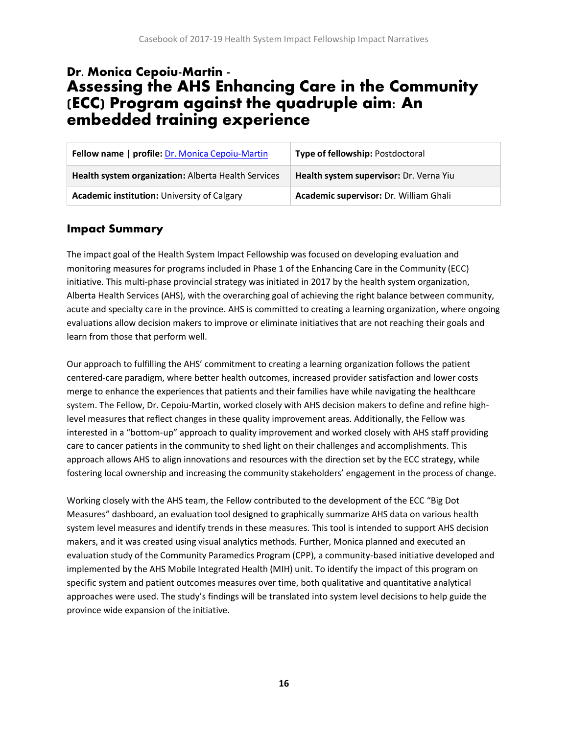# Dr. Monica Cepoiu-Martin - Assessing the AHS Enhancing Care in the Community (ECC) Program against the quadruple aim: An embedded training experience

| **Fellow name \| profile:** Dr. Monica Cepoiu-Martin | **Type of fellowship:** Postdoctoral |
|---|---|
| **Health system organization:** Alberta Health Services | **Health system supervisor:** Dr. Verna Yiu |
| **Academic institution:** University of Calgary | **Academic supervisor:** Dr. William Ghali |

## Impact Summary

The impact goal of the Health System Impact Fellowship was focused on developing evaluation and monitoring measures for programs included in Phase 1 of the Enhancing Care in the Community (ECC) initiative. This multi-phase provincial strategy was initiated in 2017 by the health system organization, Alberta Health Services (AHS), with the overarching goal of achieving the right balance between community, acute and specialty care in the province. AHS is committed to creating a learning organization, where ongoing evaluations allow decision makers to improve or eliminate initiatives that are not reaching their goals and learn from those that perform well.

Our approach to fulfilling the AHS' commitment to creating a learning organization follows the patient centered-care paradigm, where better health outcomes, increased provider satisfaction and lower costs merge to enhance the experiences that patients and their families have while navigating the healthcare system. The Fellow, Dr. Cepoiu-Martin, worked closely with AHS decision makers to define and refine high-level measures that reflect changes in these quality improvement areas. Additionally, the Fellow was interested in a "bottom-up" approach to quality improvement and worked closely with AHS staff providing care to cancer patients in the community to shed light on their challenges and accomplishments. This approach allows AHS to align innovations and resources with the direction set by the ECC strategy, while fostering local ownership and increasing the community stakeholders' engagement in the process of change.

Working closely with the AHS team, the Fellow contributed to the development of the ECC "Big Dot Measures" dashboard, an evaluation tool designed to graphically summarize AHS data on various health system level measures and identify trends in these measures. This tool is intended to support AHS decision makers, and it was created using visual analytics methods. Further, Monica planned and executed an evaluation study of the Community Paramedics Program (CPP), a community-based initiative developed and implemented by the AHS Mobile Integrated Health (MIH) unit. To identify the impact of this program on specific system and patient outcomes measures over time, both qualitative and quantitative analytical approaches were used. The study's findings will be translated into system level decisions to help guide the province wide expansion of the initiative.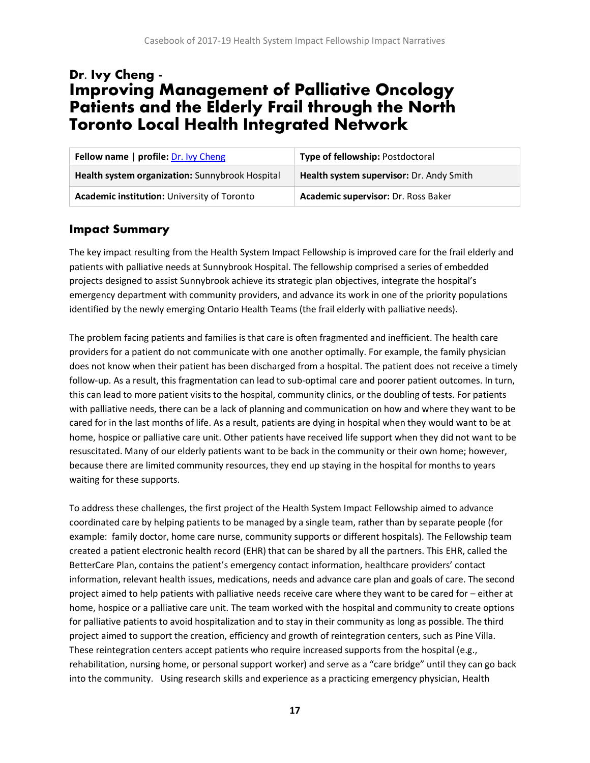# Dr. Ivy Cheng - Improving Management of Palliative Oncology Patients and the Elderly Frail through the North Toronto Local Health Integrated Network

| **Fellow name \| profile:** [Dr. Ivy Cheng]() | **Type of fellowship:** Postdoctoral |
|---|---|
| **Health system organization:** Sunnybrook Hospital | **Health system supervisor:** Dr. Andy Smith |
| **Academic institution:** University of Toronto | **Academic supervisor:** Dr. Ross Baker |

## Impact Summary

The key impact resulting from the Health System Impact Fellowship is improved care for the frail elderly and patients with palliative needs at Sunnybrook Hospital. The fellowship comprised a series of embedded projects designed to assist Sunnybrook achieve its strategic plan objectives, integrate the hospital's emergency department with community providers, and advance its work in one of the priority populations identified by the newly emerging Ontario Health Teams (the frail elderly with palliative needs).

The problem facing patients and families is that care is often fragmented and inefficient. The health care providers for a patient do not communicate with one another optimally. For example, the family physician does not know when their patient has been discharged from a hospital. The patient does not receive a timely follow-up. As a result, this fragmentation can lead to sub-optimal care and poorer patient outcomes. In turn, this can lead to more patient visits to the hospital, community clinics, or the doubling of tests. For patients with palliative needs, there can be a lack of planning and communication on how and where they want to be cared for in the last months of life. As a result, patients are dying in hospital when they would want to be at home, hospice or palliative care unit. Other patients have received life support when they did not want to be resuscitated. Many of our elderly patients want to be back in the community or their own home; however, because there are limited community resources, they end up staying in the hospital for months to years waiting for these supports.

To address these challenges, the first project of the Health System Impact Fellowship aimed to advance coordinated care by helping patients to be managed by a single team, rather than by separate people (for example: family doctor, home care nurse, community supports or different hospitals). The Fellowship team created a patient electronic health record (EHR) that can be shared by all the partners. This EHR, called the BetterCare Plan, contains the patient's emergency contact information, healthcare providers' contact information, relevant health issues, medications, needs and advance care plan and goals of care. The second project aimed to help patients with palliative needs receive care where they want to be cared for – either at home, hospice or a palliative care unit. The team worked with the hospital and community to create options for palliative patients to avoid hospitalization and to stay in their community as long as possible. The third project aimed to support the creation, efficiency and growth of reintegration centers, such as Pine Villa. These reintegration centers accept patients who require increased supports from the hospital (e.g., rehabilitation, nursing home, or personal support worker) and serve as a "care bridge" until they can go back into the community. Using research skills and experience as a practicing emergency physician, Health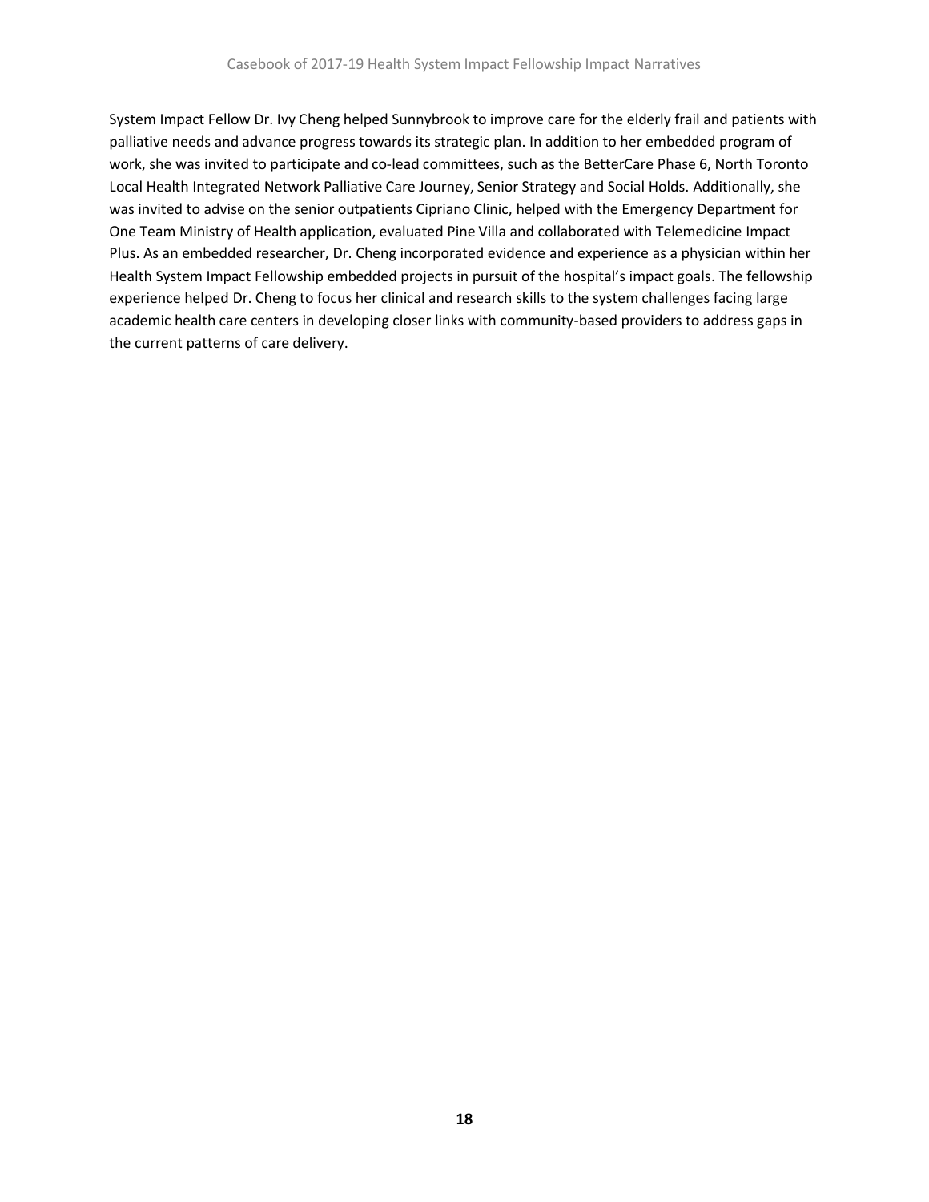System Impact Fellow Dr. Ivy Cheng helped Sunnybrook to improve care for the elderly frail and patients with palliative needs and advance progress towards its strategic plan. In addition to her embedded program of work, she was invited to participate and co-lead committees, such as the BetterCare Phase 6, North Toronto Local Health Integrated Network Palliative Care Journey, Senior Strategy and Social Holds. Additionally, she was invited to advise on the senior outpatients Cipriano Clinic, helped with the Emergency Department for One Team Ministry of Health application, evaluated Pine Villa and collaborated with Telemedicine Impact Plus. As an embedded researcher, Dr. Cheng incorporated evidence and experience as a physician within her Health System Impact Fellowship embedded projects in pursuit of the hospital's impact goals. The fellowship experience helped Dr. Cheng to focus her clinical and research skills to the system challenges facing large academic health care centers in developing closer links with community-based providers to address gaps in the current patterns of care delivery.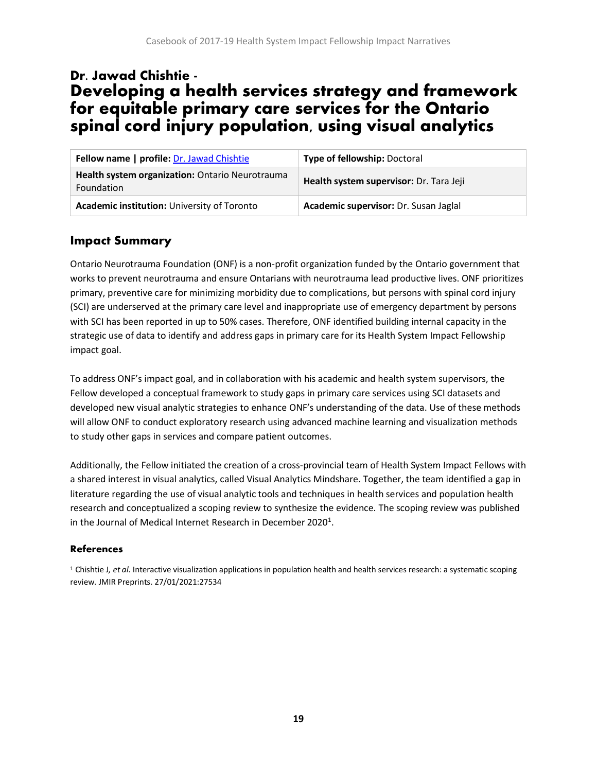# Dr. Jawad Chishtie - Developing a health services strategy and framework for equitable primary care services for the Ontario spinal cord injury population, using visual analytics

| **Fellow name \| profile:** Dr. Jawad Chishtie | **Type of fellowship:** Doctoral |
| --- | --- |
| **Health system organization:** Ontario Neurotrauma Foundation | **Health system supervisor:** Dr. Tara Jeji |
| **Academic institution:** University of Toronto | **Academic supervisor:** Dr. Susan Jaglal |

## Impact Summary

Ontario Neurotrauma Foundation (ONF) is a non-profit organization funded by the Ontario government that works to prevent neurotrauma and ensure Ontarians with neurotrauma lead productive lives. ONF prioritizes primary, preventive care for minimizing morbidity due to complications, but persons with spinal cord injury (SCI) are underserved at the primary care level and inappropriate use of emergency department by persons with SCI has been reported in up to 50% cases. Therefore, ONF identified building internal capacity in the strategic use of data to identify and address gaps in primary care for its Health System Impact Fellowship impact goal.

To address ONF's impact goal, and in collaboration with his academic and health system supervisors, the Fellow developed a conceptual framework to study gaps in primary care services using SCI datasets and developed new visual analytic strategies to enhance ONF's understanding of the data. Use of these methods will allow ONF to conduct exploratory research using advanced machine learning and visualization methods to study other gaps in services and compare patient outcomes.

Additionally, the Fellow initiated the creation of a cross-provincial team of Health System Impact Fellows with a shared interest in visual analytics, called Visual Analytics Mindshare. Together, the team identified a gap in literature regarding the use of visual analytic tools and techniques in health services and population health research and conceptualized a scoping review to synthesize the evidence. The scoping review was published in the Journal of Medical Internet Research in December 2020[1].

### References

[1] Chishtie J, *et al.* Interactive visualization applications in population health and health services research: a systematic scoping review. JMIR Preprints. 27/01/2021:27534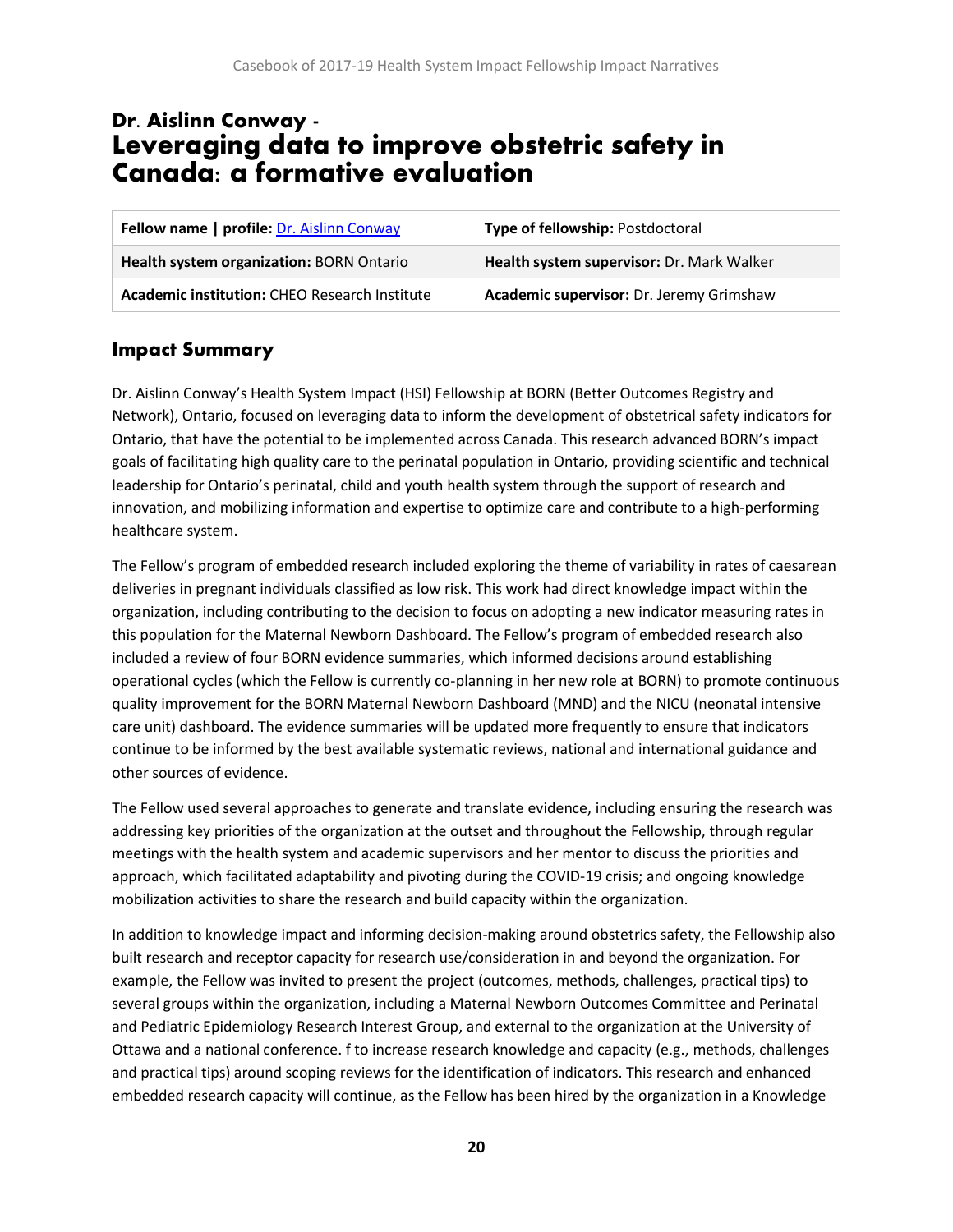# Dr. Aislinn Conway - Leveraging data to improve obstetric safety in Canada: a formative evaluation

| Fellow name \| profile: Dr. Aislinn Conway | Type of fellowship: Postdoctoral |
|---|---|
| Health system organization: BORN Ontario | Health system supervisor: Dr. Mark Walker |
| Academic institution: CHEO Research Institute | Academic supervisor: Dr. Jeremy Grimshaw |

## Impact Summary

Dr. Aislinn Conway's Health System Impact (HSI) Fellowship at BORN (Better Outcomes Registry and Network), Ontario, focused on leveraging data to inform the development of obstetrical safety indicators for Ontario, that have the potential to be implemented across Canada. This research advanced BORN's impact goals of facilitating high quality care to the perinatal population in Ontario, providing scientific and technical leadership for Ontario's perinatal, child and youth health system through the support of research and innovation, and mobilizing information and expertise to optimize care and contribute to a high-performing healthcare system.

The Fellow's program of embedded research included exploring the theme of variability in rates of caesarean deliveries in pregnant individuals classified as low risk. This work had direct knowledge impact within the organization, including contributing to the decision to focus on adopting a new indicator measuring rates in this population for the Maternal Newborn Dashboard. The Fellow's program of embedded research also included a review of four BORN evidence summaries, which informed decisions around establishing operational cycles (which the Fellow is currently co-planning in her new role at BORN) to promote continuous quality improvement for the BORN Maternal Newborn Dashboard (MND) and the NICU (neonatal intensive care unit) dashboard. The evidence summaries will be updated more frequently to ensure that indicators continue to be informed by the best available systematic reviews, national and international guidance and other sources of evidence.

The Fellow used several approaches to generate and translate evidence, including ensuring the research was addressing key priorities of the organization at the outset and throughout the Fellowship, through regular meetings with the health system and academic supervisors and her mentor to discuss the priorities and approach, which facilitated adaptability and pivoting during the COVID-19 crisis; and ongoing knowledge mobilization activities to share the research and build capacity within the organization.

In addition to knowledge impact and informing decision-making around obstetrics safety, the Fellowship also built research and receptor capacity for research use/consideration in and beyond the organization. For example, the Fellow was invited to present the project (outcomes, methods, challenges, practical tips) to several groups within the organization, including a Maternal Newborn Outcomes Committee and Perinatal and Pediatric Epidemiology Research Interest Group, and external to the organization at the University of Ottawa and a national conference. f to increase research knowledge and capacity (e.g., methods, challenges and practical tips) around scoping reviews for the identification of indicators. This research and enhanced embedded research capacity will continue, as the Fellow has been hired by the organization in a Knowledge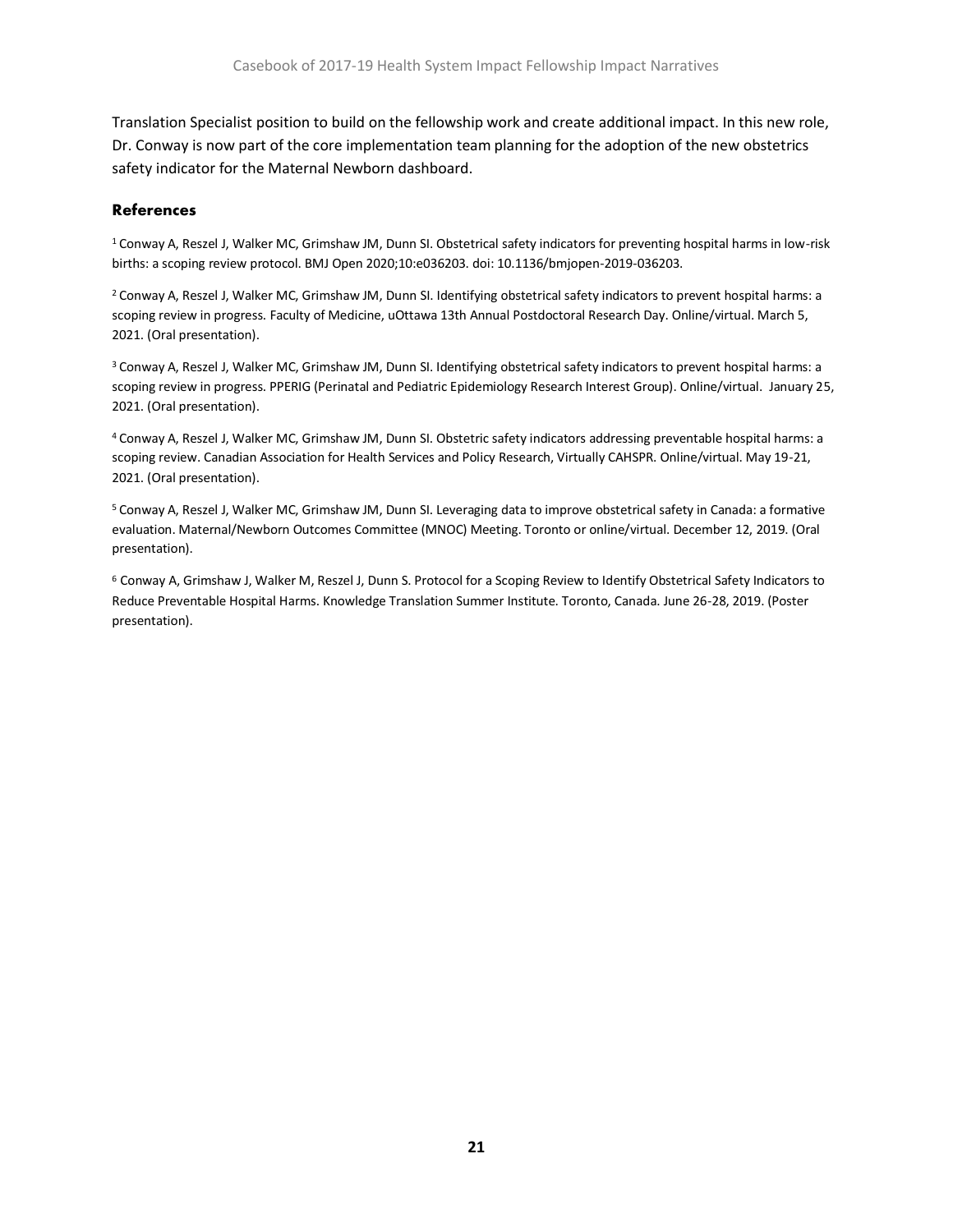Translation Specialist position to build on the fellowship work and create additional impact. In this new role, Dr. Conway is now part of the core implementation team planning for the adoption of the new obstetrics safety indicator for the Maternal Newborn dashboard.

### References

[1] Conway A, Reszel J, Walker MC, Grimshaw JM, Dunn SI. Obstetrical safety indicators for preventing hospital harms in low-risk births: a scoping review protocol. BMJ Open 2020;10:e036203. doi: 10.1136/bmjopen-2019-036203.

[2] Conway A, Reszel J, Walker MC, Grimshaw JM, Dunn SI. Identifying obstetrical safety indicators to prevent hospital harms: a scoping review in progress. Faculty of Medicine, uOttawa 13th Annual Postdoctoral Research Day. Online/virtual. March 5, 2021. (Oral presentation).

[3] Conway A, Reszel J, Walker MC, Grimshaw JM, Dunn SI. Identifying obstetrical safety indicators to prevent hospital harms: a scoping review in progress. PPERIG (Perinatal and Pediatric Epidemiology Research Interest Group). Online/virtual. January 25, 2021. (Oral presentation).

[4] Conway A, Reszel J, Walker MC, Grimshaw JM, Dunn SI. Obstetric safety indicators addressing preventable hospital harms: a scoping review. Canadian Association for Health Services and Policy Research, Virtually CAHSPR. Online/virtual. May 19-21, 2021. (Oral presentation).

[5] Conway A, Reszel J, Walker MC, Grimshaw JM, Dunn SI. Leveraging data to improve obstetrical safety in Canada: a formative evaluation. Maternal/Newborn Outcomes Committee (MNOC) Meeting. Toronto or online/virtual. December 12, 2019. (Oral presentation).

[6] Conway A, Grimshaw J, Walker M, Reszel J, Dunn S. Protocol for a Scoping Review to Identify Obstetrical Safety Indicators to Reduce Preventable Hospital Harms. Knowledge Translation Summer Institute. Toronto, Canada. June 26-28, 2019. (Poster presentation).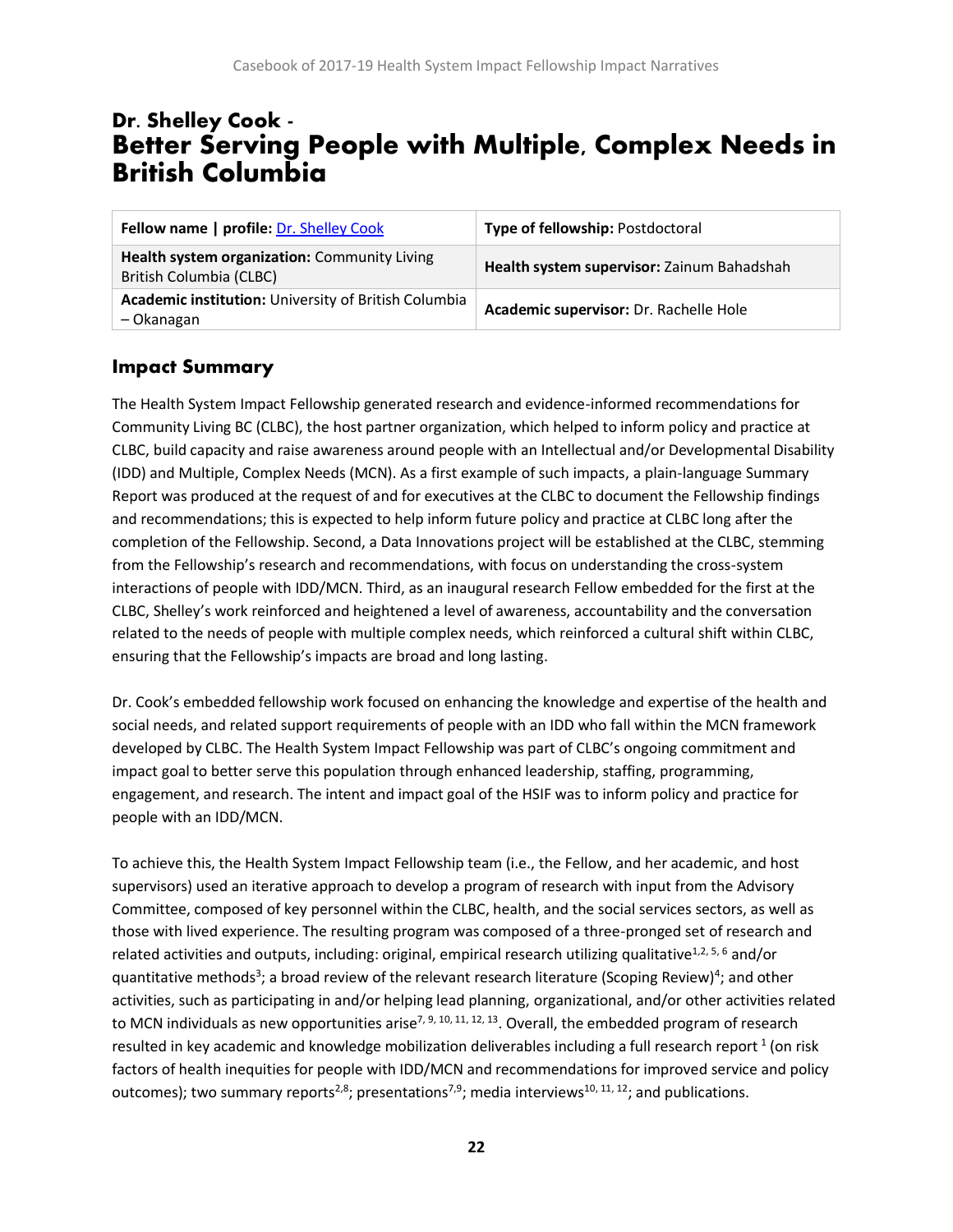# Dr. Shelley Cook - Better Serving People with Multiple, Complex Needs in British Columbia

| Fellow name \| profile: [Dr. Shelley Cook]() | Type of fellowship: Postdoctoral |
|---|---|
| **Health system organization:** Community Living British Columbia (CLBC) | **Health system supervisor:** Zainum Bahadshah |
| **Academic institution:** University of British Columbia – Okanagan | **Academic supervisor:** Dr. Rachelle Hole |

## Impact Summary

The Health System Impact Fellowship generated research and evidence-informed recommendations for Community Living BC (CLBC), the host partner organization, which helped to inform policy and practice at CLBC, build capacity and raise awareness around people with an Intellectual and/or Developmental Disability (IDD) and Multiple, Complex Needs (MCN). As a first example of such impacts, a plain-language Summary Report was produced at the request of and for executives at the CLBC to document the Fellowship findings and recommendations; this is expected to help inform future policy and practice at CLBC long after the completion of the Fellowship. Second, a Data Innovations project will be established at the CLBC, stemming from the Fellowship's research and recommendations, with focus on understanding the cross-system interactions of people with IDD/MCN. Third, as an inaugural research Fellow embedded for the first at the CLBC, Shelley's work reinforced and heightened a level of awareness, accountability and the conversation related to the needs of people with multiple complex needs, which reinforced a cultural shift within CLBC, ensuring that the Fellowship's impacts are broad and long lasting.

Dr. Cook's embedded fellowship work focused on enhancing the knowledge and expertise of the health and social needs, and related support requirements of people with an IDD who fall within the MCN framework developed by CLBC. The Health System Impact Fellowship was part of CLBC's ongoing commitment and impact goal to better serve this population through enhanced leadership, staffing, programming, engagement, and research. The intent and impact goal of the HSIF was to inform policy and practice for people with an IDD/MCN.

To achieve this, the Health System Impact Fellowship team (i.e., the Fellow, and her academic, and host supervisors) used an iterative approach to develop a program of research with input from the Advisory Committee, composed of key personnel within the CLBC, health, and the social services sectors, as well as those with lived experience. The resulting program was composed of a three-pronged set of research and related activities and outputs, including: original, empirical research utilizing qualitative[1,2, 5, 6] and/or quantitative methods[3]; a broad review of the relevant research literature (Scoping Review)[4]; and other activities, such as participating in and/or helping lead planning, organizational, and/or other activities related to MCN individuals as new opportunities arise[7, 9, 10, 11, 12, 13]. Overall, the embedded program of research resulted in key academic and knowledge mobilization deliverables including a full research report [1] (on risk factors of health inequities for people with IDD/MCN and recommendations for improved service and policy outcomes); two summary reports[2,8]; presentations[7,9]; media interviews[10, 11, 12]; and publications.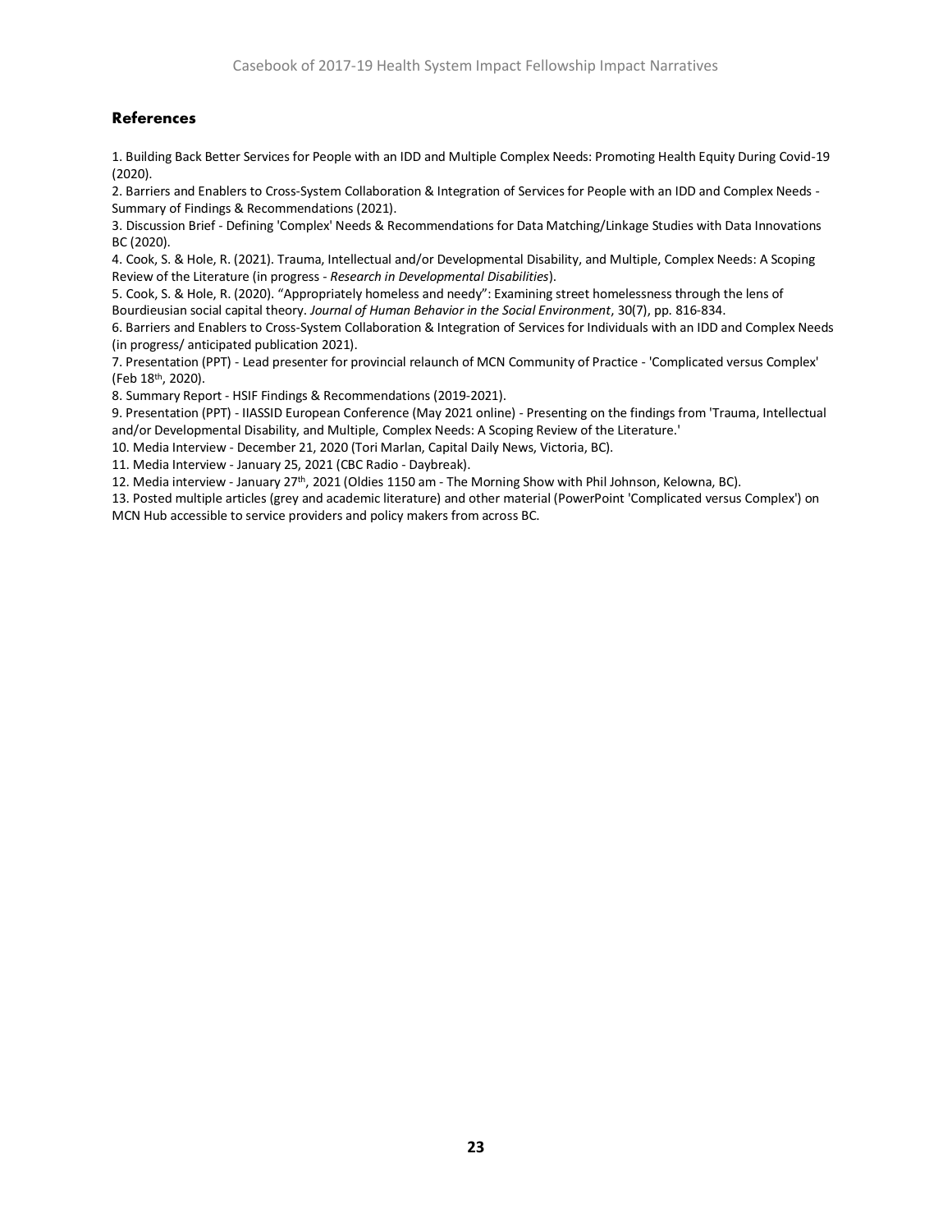## References

1. Building Back Better Services for People with an IDD and Multiple Complex Needs: Promoting Health Equity During Covid-19 (2020).
2. Barriers and Enablers to Cross-System Collaboration & Integration of Services for People with an IDD and Complex Needs - Summary of Findings & Recommendations (2021).
3. Discussion Brief - Defining 'Complex' Needs & Recommendations for Data Matching/Linkage Studies with Data Innovations BC (2020).
4. Cook, S. & Hole, R. (2021). Trauma, Intellectual and/or Developmental Disability, and Multiple, Complex Needs: A Scoping Review of the Literature (in progress - *Research in Developmental Disabilities*).
5. Cook, S. & Hole, R. (2020). "Appropriately homeless and needy": Examining street homelessness through the lens of Bourdieusian social capital theory. *Journal of Human Behavior in the Social Environment*, 30(7), pp. 816-834.
6. Barriers and Enablers to Cross-System Collaboration & Integration of Services for Individuals with an IDD and Complex Needs (in progress/ anticipated publication 2021).
7. Presentation (PPT) - Lead presenter for provincial relaunch of MCN Community of Practice - 'Complicated versus Complex' (Feb 18th, 2020).
8. Summary Report - HSIF Findings & Recommendations (2019-2021).
9. Presentation (PPT) - IIASSID European Conference (May 2021 online) - Presenting on the findings from 'Trauma, Intellectual and/or Developmental Disability, and Multiple, Complex Needs: A Scoping Review of the Literature.'
10. Media Interview - December 21, 2020 (Tori Marlan, Capital Daily News, Victoria, BC).
11. Media Interview - January 25, 2021 (CBC Radio - Daybreak).
12. Media interview - January 27th, 2021 (Oldies 1150 am - The Morning Show with Phil Johnson, Kelowna, BC).
13. Posted multiple articles (grey and academic literature) and other material (PowerPoint 'Complicated versus Complex') on MCN Hub accessible to service providers and policy makers from across BC.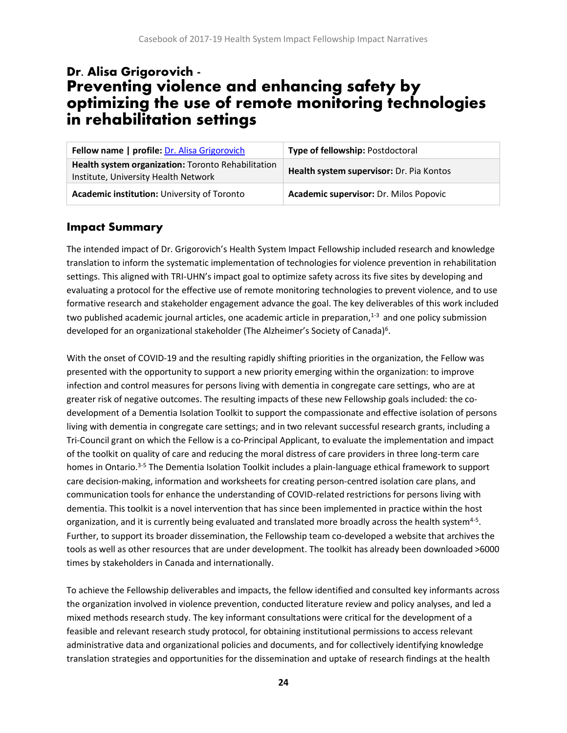# Dr. Alisa Grigorovich - Preventing violence and enhancing safety by optimizing the use of remote monitoring technologies in rehabilitation settings

| Fellow name \| profile: Dr. Alisa Grigorovich | Type of fellowship: Postdoctoral |
|---|---|
| Health system organization: Toronto Rehabilitation Institute, University Health Network | Health system supervisor: Dr. Pia Kontos |
| Academic institution: University of Toronto | Academic supervisor: Dr. Milos Popovic |

## Impact Summary

The intended impact of Dr. Grigorovich's Health System Impact Fellowship included research and knowledge translation to inform the systematic implementation of technologies for violence prevention in rehabilitation settings. This aligned with TRI-UHN's impact goal to optimize safety across its five sites by developing and evaluating a protocol for the effective use of remote monitoring technologies to prevent violence, and to use formative research and stakeholder engagement advance the goal. The key deliverables of this work included two published academic journal articles, one academic article in preparation,[1-3] and one policy submission developed for an organizational stakeholder (The Alzheimer's Society of Canada)[6].

With the onset of COVID-19 and the resulting rapidly shifting priorities in the organization, the Fellow was presented with the opportunity to support a new priority emerging within the organization: to improve infection and control measures for persons living with dementia in congregate care settings, who are at greater risk of negative outcomes. The resulting impacts of these new Fellowship goals included: the co-development of a Dementia Isolation Toolkit to support the compassionate and effective isolation of persons living with dementia in congregate care settings; and in two relevant successful research grants, including a Tri-Council grant on which the Fellow is a co-Principal Applicant, to evaluate the implementation and impact of the toolkit on quality of care and reducing the moral distress of care providers in three long-term care homes in Ontario.[3-5] The Dementia Isolation Toolkit includes a plain-language ethical framework to support care decision-making, information and worksheets for creating person-centred isolation care plans, and communication tools for enhance the understanding of COVID-related restrictions for persons living with dementia. This toolkit is a novel intervention that has since been implemented in practice within the host organization, and it is currently being evaluated and translated more broadly across the health system[4-5]. Further, to support its broader dissemination, the Fellowship team co-developed a website that archives the tools as well as other resources that are under development. The toolkit has already been downloaded >6000 times by stakeholders in Canada and internationally.

To achieve the Fellowship deliverables and impacts, the fellow identified and consulted key informants across the organization involved in violence prevention, conducted literature review and policy analyses, and led a mixed methods research study. The key informant consultations were critical for the development of a feasible and relevant research study protocol, for obtaining institutional permissions to access relevant administrative data and organizational policies and documents, and for collectively identifying knowledge translation strategies and opportunities for the dissemination and uptake of research findings at the health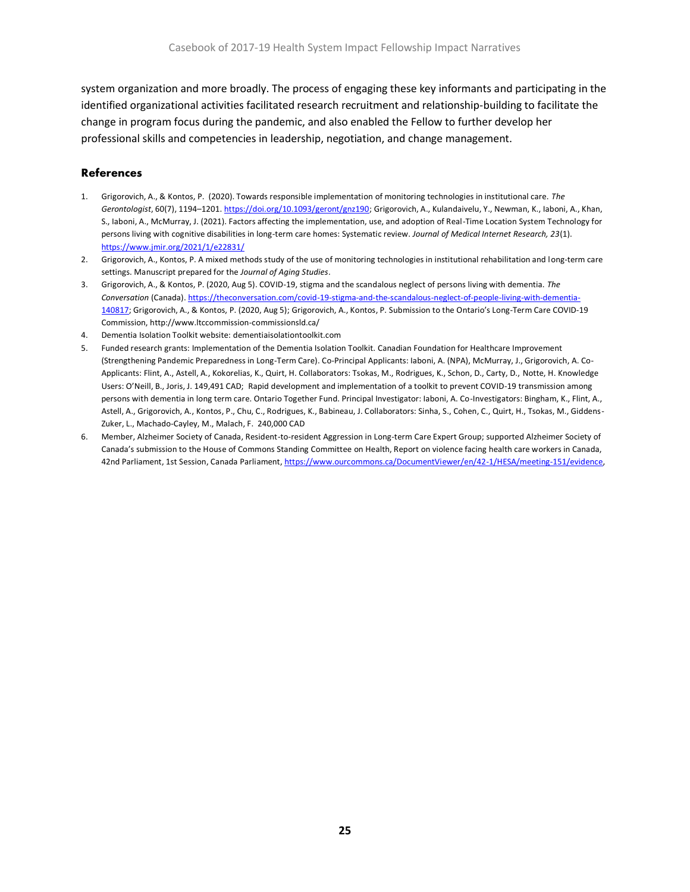system organization and more broadly. The process of engaging these key informants and participating in the identified organizational activities facilitated research recruitment and relationship-building to facilitate the change in program focus during the pandemic, and also enabled the Fellow to further develop her professional skills and competencies in leadership, negotiation, and change management.

## References

1. Grigorovich, A., & Kontos, P. (2020). Towards responsible implementation of monitoring technologies in institutional care. *The Gerontologist*, 60(7), 1194–1201. https://doi.org/10.1093/geront/gnz190; Grigorovich, A., Kulandaivelu, Y., Newman, K., Iaboni, A., Khan, S., Iaboni, A., McMurray, J. (2021). Factors affecting the implementation, use, and adoption of Real-Time Location System Technology for persons living with cognitive disabilities in long-term care homes: Systematic review. *Journal of Medical Internet Research, 23*(1). https://www.jmir.org/2021/1/e22831/
2. Grigorovich, A., Kontos, P. A mixed methods study of the use of monitoring technologies in institutional rehabilitation and long-term care settings. Manuscript prepared for the *Journal of Aging Studies*.
3. Grigorovich, A., & Kontos, P. (2020, Aug 5). COVID-19, stigma and the scandalous neglect of persons living with dementia. *The Conversation* (Canada). https://theconversation.com/covid-19-stigma-and-the-scandalous-neglect-of-people-living-with-dementia-140817; Grigorovich, A., & Kontos, P. (2020, Aug 5); Grigorovich, A., Kontos, P. Submission to the Ontario's Long-Term Care COVID-19 Commission, http://www.ltccommission-commissionsld.ca/
4. Dementia Isolation Toolkit website: dementiaisolationtoolkit.com
5. Funded research grants: Implementation of the Dementia Isolation Toolkit. Canadian Foundation for Healthcare Improvement (Strengthening Pandemic Preparedness in Long-Term Care). Co-Principal Applicants: Iaboni, A. (NPA), McMurray, J., Grigorovich, A. Co-Applicants: Flint, A., Astell, A., Kokorelias, K., Quirt, H. Collaborators: Tsokas, M., Rodrigues, K., Schon, D., Carty, D., Notte, H. Knowledge Users: O'Neill, B., Joris, J. 149,491 CAD; Rapid development and implementation of a toolkit to prevent COVID-19 transmission among persons with dementia in long term care. Ontario Together Fund. Principal Investigator: Iaboni, A. Co-Investigators: Bingham, K., Flint, A., Astell, A., Grigorovich, A., Kontos, P., Chu, C., Rodrigues, K., Babineau, J. Collaborators: Sinha, S., Cohen, C., Quirt, H., Tsokas, M., Giddens-Zuker, L., Machado-Cayley, M., Malach, F. 240,000 CAD
6. Member, Alzheimer Society of Canada, Resident-to-resident Aggression in Long-term Care Expert Group; supported Alzheimer Society of Canada's submission to the House of Commons Standing Committee on Health, Report on violence facing health care workers in Canada, 42nd Parliament, 1st Session, Canada Parliament, https://www.ourcommons.ca/DocumentViewer/en/42-1/HESA/meeting-151/evidence,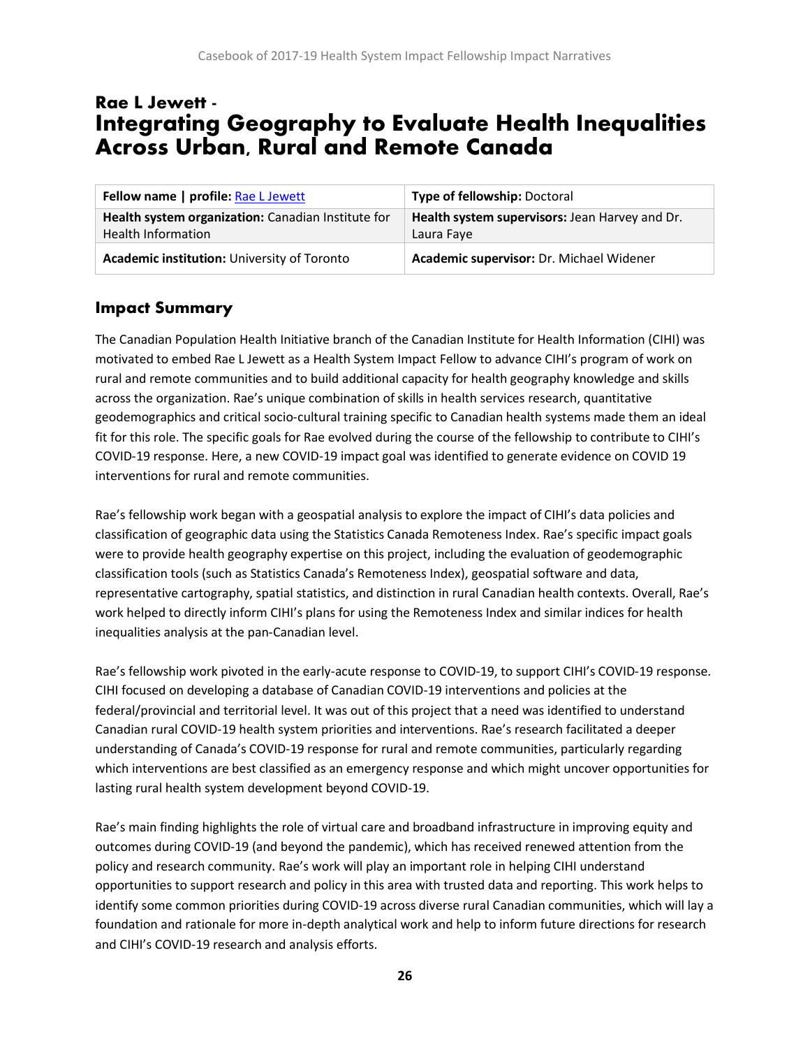# Rae L Jewett - Integrating Geography to Evaluate Health Inequalities Across Urban, Rural and Remote Canada

| **Fellow name \| profile:** Rae L Jewett | **Type of fellowship:** Doctoral |
| --- | --- |
| **Health system organization:** Canadian Institute for Health Information | **Health system supervisors:** Jean Harvey and Dr. Laura Faye |
| **Academic institution:** University of Toronto | **Academic supervisor:** Dr. Michael Widener |

## Impact Summary

The Canadian Population Health Initiative branch of the Canadian Institute for Health Information (CIHI) was motivated to embed Rae L Jewett as a Health System Impact Fellow to advance CIHI's program of work on rural and remote communities and to build additional capacity for health geography knowledge and skills across the organization. Rae's unique combination of skills in health services research, quantitative geodemographics and critical socio-cultural training specific to Canadian health systems made them an ideal fit for this role. The specific goals for Rae evolved during the course of the fellowship to contribute to CIHI's COVID-19 response. Here, a new COVID-19 impact goal was identified to generate evidence on COVID 19 interventions for rural and remote communities.

Rae's fellowship work began with a geospatial analysis to explore the impact of CIHI's data policies and classification of geographic data using the Statistics Canada Remoteness Index. Rae's specific impact goals were to provide health geography expertise on this project, including the evaluation of geodemographic classification tools (such as Statistics Canada's Remoteness Index), geospatial software and data, representative cartography, spatial statistics, and distinction in rural Canadian health contexts. Overall, Rae's work helped to directly inform CIHI's plans for using the Remoteness Index and similar indices for health inequalities analysis at the pan-Canadian level.

Rae's fellowship work pivoted in the early-acute response to COVID-19, to support CIHI's COVID-19 response. CIHI focused on developing a database of Canadian COVID-19 interventions and policies at the federal/provincial and territorial level. It was out of this project that a need was identified to understand Canadian rural COVID-19 health system priorities and interventions. Rae's research facilitated a deeper understanding of Canada's COVID-19 response for rural and remote communities, particularly regarding which interventions are best classified as an emergency response and which might uncover opportunities for lasting rural health system development beyond COVID-19.

Rae's main finding highlights the role of virtual care and broadband infrastructure in improving equity and outcomes during COVID-19 (and beyond the pandemic), which has received renewed attention from the policy and research community. Rae's work will play an important role in helping CIHI understand opportunities to support research and policy in this area with trusted data and reporting. This work helps to identify some common priorities during COVID-19 across diverse rural Canadian communities, which will lay a foundation and rationale for more in-depth analytical work and help to inform future directions for research and CIHI's COVID-19 research and analysis efforts.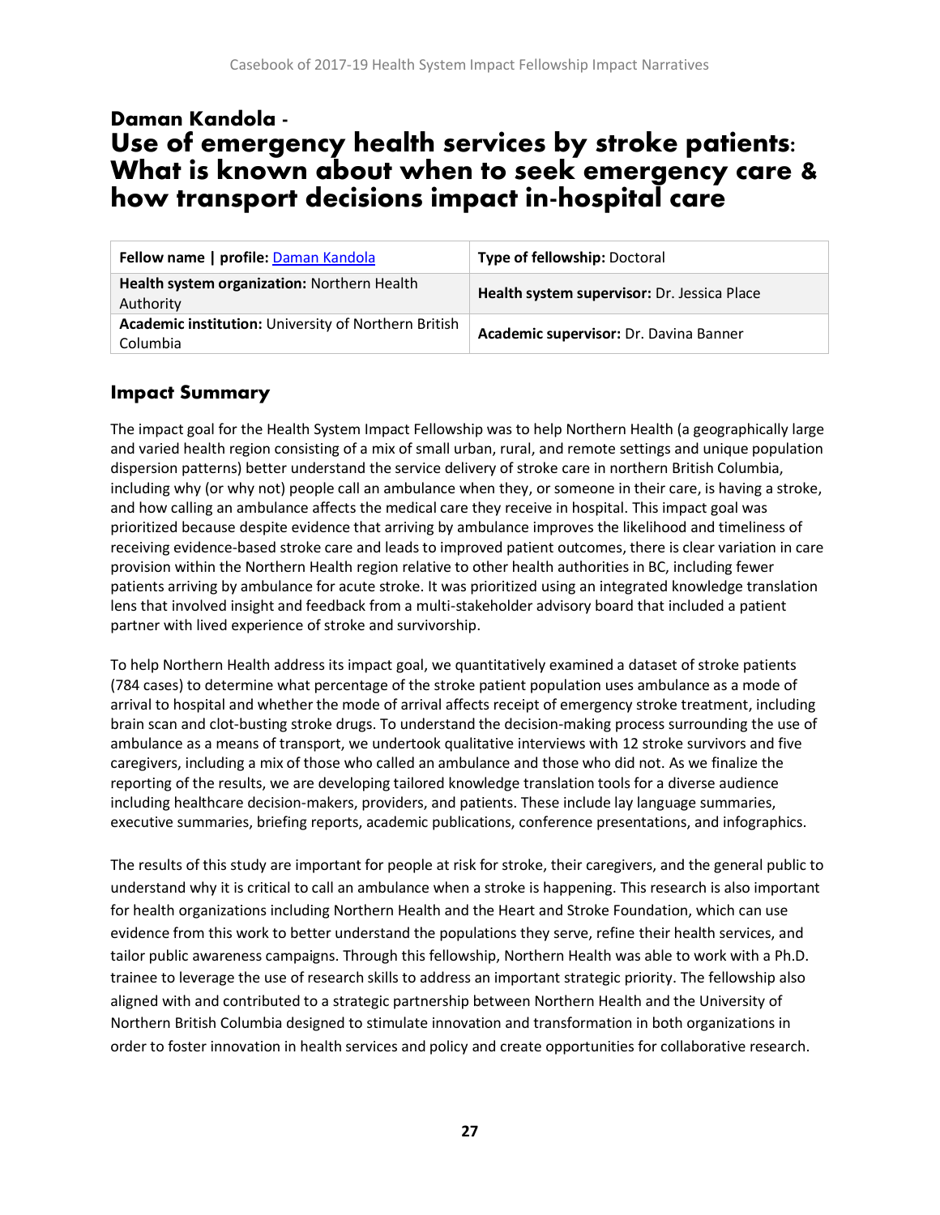# Daman Kandola - Use of emergency health services by stroke patients: What is known about when to seek emergency care & how transport decisions impact in-hospital care

| Fellow name \| profile: [Daman Kandola]() | Type of fellowship: Doctoral |
|---|---|
| **Health system organization:** Northern Health Authority | **Health system supervisor:** Dr. Jessica Place |
| **Academic institution:** University of Northern British Columbia | **Academic supervisor:** Dr. Davina Banner |

## Impact Summary

The impact goal for the Health System Impact Fellowship was to help Northern Health (a geographically large and varied health region consisting of a mix of small urban, rural, and remote settings and unique population dispersion patterns) better understand the service delivery of stroke care in northern British Columbia, including why (or why not) people call an ambulance when they, or someone in their care, is having a stroke, and how calling an ambulance affects the medical care they receive in hospital. This impact goal was prioritized because despite evidence that arriving by ambulance improves the likelihood and timeliness of receiving evidence-based stroke care and leads to improved patient outcomes, there is clear variation in care provision within the Northern Health region relative to other health authorities in BC, including fewer patients arriving by ambulance for acute stroke. It was prioritized using an integrated knowledge translation lens that involved insight and feedback from a multi-stakeholder advisory board that included a patient partner with lived experience of stroke and survivorship.

To help Northern Health address its impact goal, we quantitatively examined a dataset of stroke patients (784 cases) to determine what percentage of the stroke patient population uses ambulance as a mode of arrival to hospital and whether the mode of arrival affects receipt of emergency stroke treatment, including brain scan and clot-busting stroke drugs. To understand the decision-making process surrounding the use of ambulance as a means of transport, we undertook qualitative interviews with 12 stroke survivors and five caregivers, including a mix of those who called an ambulance and those who did not. As we finalize the reporting of the results, we are developing tailored knowledge translation tools for a diverse audience including healthcare decision-makers, providers, and patients. These include lay language summaries, executive summaries, briefing reports, academic publications, conference presentations, and infographics.

The results of this study are important for people at risk for stroke, their caregivers, and the general public to understand why it is critical to call an ambulance when a stroke is happening. This research is also important for health organizations including Northern Health and the Heart and Stroke Foundation, which can use evidence from this work to better understand the populations they serve, refine their health services, and tailor public awareness campaigns. Through this fellowship, Northern Health was able to work with a Ph.D. trainee to leverage the use of research skills to address an important strategic priority. The fellowship also aligned with and contributed to a strategic partnership between Northern Health and the University of Northern British Columbia designed to stimulate innovation and transformation in both organizations in order to foster innovation in health services and policy and create opportunities for collaborative research.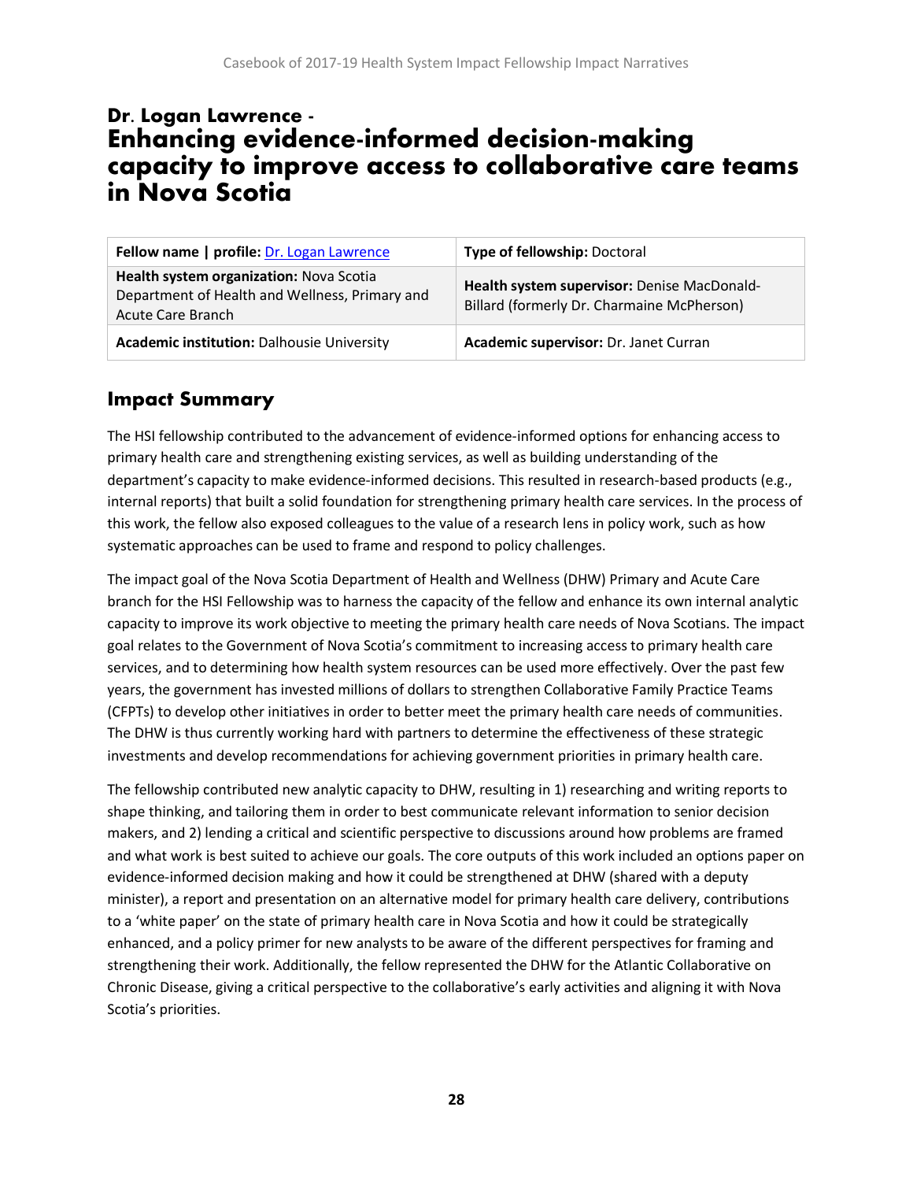# Dr. Logan Lawrence - Enhancing evidence-informed decision-making capacity to improve access to collaborative care teams in Nova Scotia

| **Fellow name \| profile:** Dr. Logan Lawrence | **Type of fellowship:** Doctoral |
|---|---|
| **Health system organization:** Nova Scotia Department of Health and Wellness, Primary and Acute Care Branch | **Health system supervisor:** Denise MacDonald-Billard (formerly Dr. Charmaine McPherson) |
| **Academic institution:** Dalhousie University | **Academic supervisor:** Dr. Janet Curran |

## Impact Summary

The HSI fellowship contributed to the advancement of evidence-informed options for enhancing access to primary health care and strengthening existing services, as well as building understanding of the department's capacity to make evidence-informed decisions. This resulted in research-based products (e.g., internal reports) that built a solid foundation for strengthening primary health care services. In the process of this work, the fellow also exposed colleagues to the value of a research lens in policy work, such as how systematic approaches can be used to frame and respond to policy challenges.

The impact goal of the Nova Scotia Department of Health and Wellness (DHW) Primary and Acute Care branch for the HSI Fellowship was to harness the capacity of the fellow and enhance its own internal analytic capacity to improve its work objective to meeting the primary health care needs of Nova Scotians. The impact goal relates to the Government of Nova Scotia's commitment to increasing access to primary health care services, and to determining how health system resources can be used more effectively. Over the past few years, the government has invested millions of dollars to strengthen Collaborative Family Practice Teams (CFPTs) to develop other initiatives in order to better meet the primary health care needs of communities. The DHW is thus currently working hard with partners to determine the effectiveness of these strategic investments and develop recommendations for achieving government priorities in primary health care.

The fellowship contributed new analytic capacity to DHW, resulting in 1) researching and writing reports to shape thinking, and tailoring them in order to best communicate relevant information to senior decision makers, and 2) lending a critical and scientific perspective to discussions around how problems are framed and what work is best suited to achieve our goals. The core outputs of this work included an options paper on evidence-informed decision making and how it could be strengthened at DHW (shared with a deputy minister), a report and presentation on an alternative model for primary health care delivery, contributions to a 'white paper' on the state of primary health care in Nova Scotia and how it could be strategically enhanced, and a policy primer for new analysts to be aware of the different perspectives for framing and strengthening their work. Additionally, the fellow represented the DHW for the Atlantic Collaborative on Chronic Disease, giving a critical perspective to the collaborative's early activities and aligning it with Nova Scotia's priorities.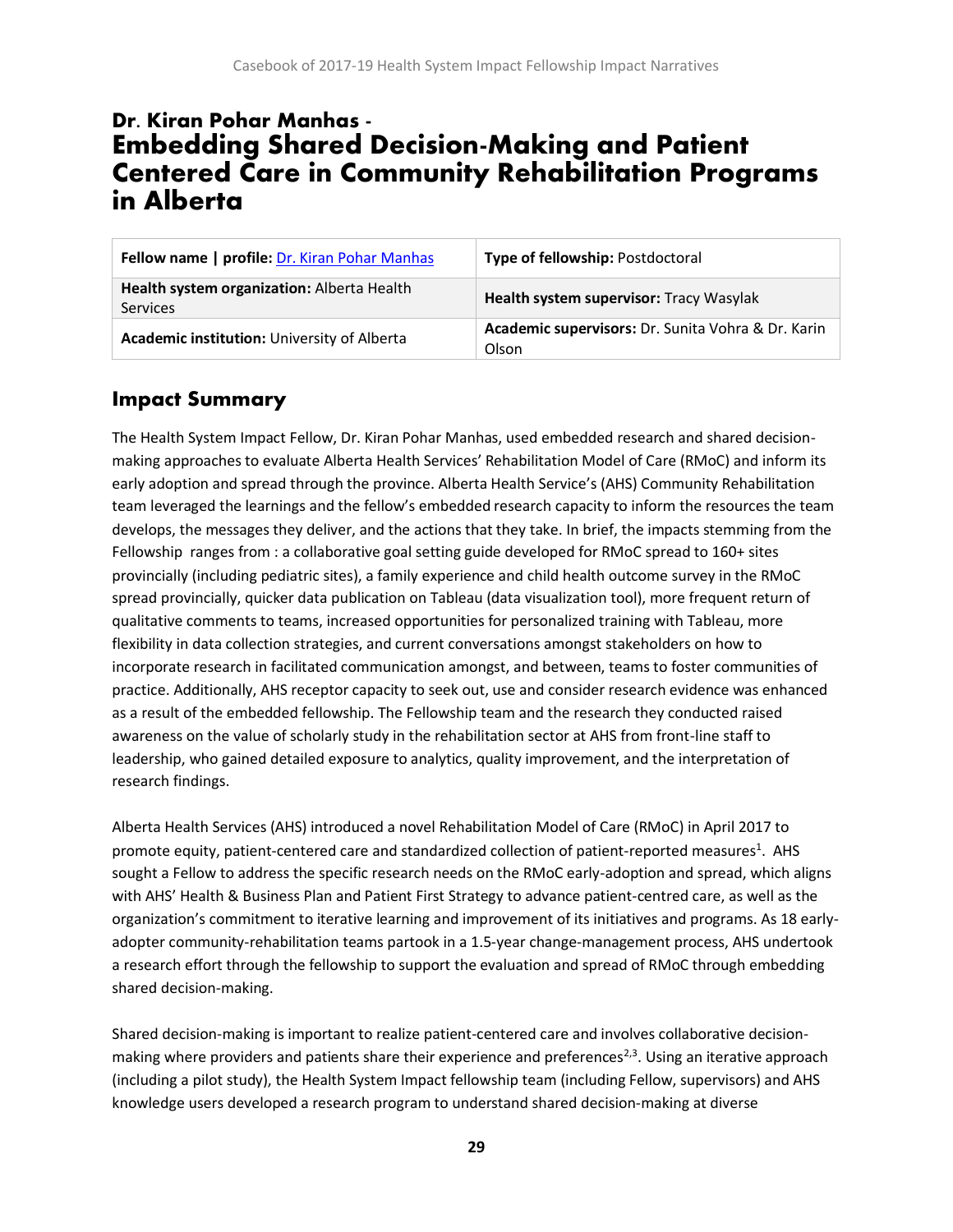# Dr. Kiran Pohar Manhas - Embedding Shared Decision-Making and Patient Centered Care in Community Rehabilitation Programs in Alberta

| Fellow name \| profile: [Dr. Kiran Pohar Manhas]() | Type of fellowship: Postdoctoral |
|---|---|
| Health system organization: Alberta Health Services | Health system supervisor: Tracy Wasylak |
| Academic institution: University of Alberta | Academic supervisors: Dr. Sunita Vohra & Dr. Karin Olson |

## Impact Summary

The Health System Impact Fellow, Dr. Kiran Pohar Manhas, used embedded research and shared decision-making approaches to evaluate Alberta Health Services' Rehabilitation Model of Care (RMoC) and inform its early adoption and spread through the province. Alberta Health Service's (AHS) Community Rehabilitation team leveraged the learnings and the fellow's embedded research capacity to inform the resources the team develops, the messages they deliver, and the actions that they take. In brief, the impacts stemming from the Fellowship ranges from : a collaborative goal setting guide developed for RMoC spread to 160+ sites provincially (including pediatric sites), a family experience and child health outcome survey in the RMoC spread provincially, quicker data publication on Tableau (data visualization tool), more frequent return of qualitative comments to teams, increased opportunities for personalized training with Tableau, more flexibility in data collection strategies, and current conversations amongst stakeholders on how to incorporate research in facilitated communication amongst, and between, teams to foster communities of practice. Additionally, AHS receptor capacity to seek out, use and consider research evidence was enhanced as a result of the embedded fellowship. The Fellowship team and the research they conducted raised awareness on the value of scholarly study in the rehabilitation sector at AHS from front-line staff to leadership, who gained detailed exposure to analytics, quality improvement, and the interpretation of research findings.

Alberta Health Services (AHS) introduced a novel Rehabilitation Model of Care (RMoC) in April 2017 to promote equity, patient-centered care and standardized collection of patient-reported measures[1]. AHS sought a Fellow to address the specific research needs on the RMoC early-adoption and spread, which aligns with AHS' Health & Business Plan and Patient First Strategy to advance patient-centred care, as well as the organization's commitment to iterative learning and improvement of its initiatives and programs. As 18 early-adopter community-rehabilitation teams partook in a 1.5-year change-management process, AHS undertook a research effort through the fellowship to support the evaluation and spread of RMoC through embedding shared decision-making.

Shared decision-making is important to realize patient-centered care and involves collaborative decision-making where providers and patients share their experience and preferences[2,3]. Using an iterative approach (including a pilot study), the Health System Impact fellowship team (including Fellow, supervisors) and AHS knowledge users developed a research program to understand shared decision-making at diverse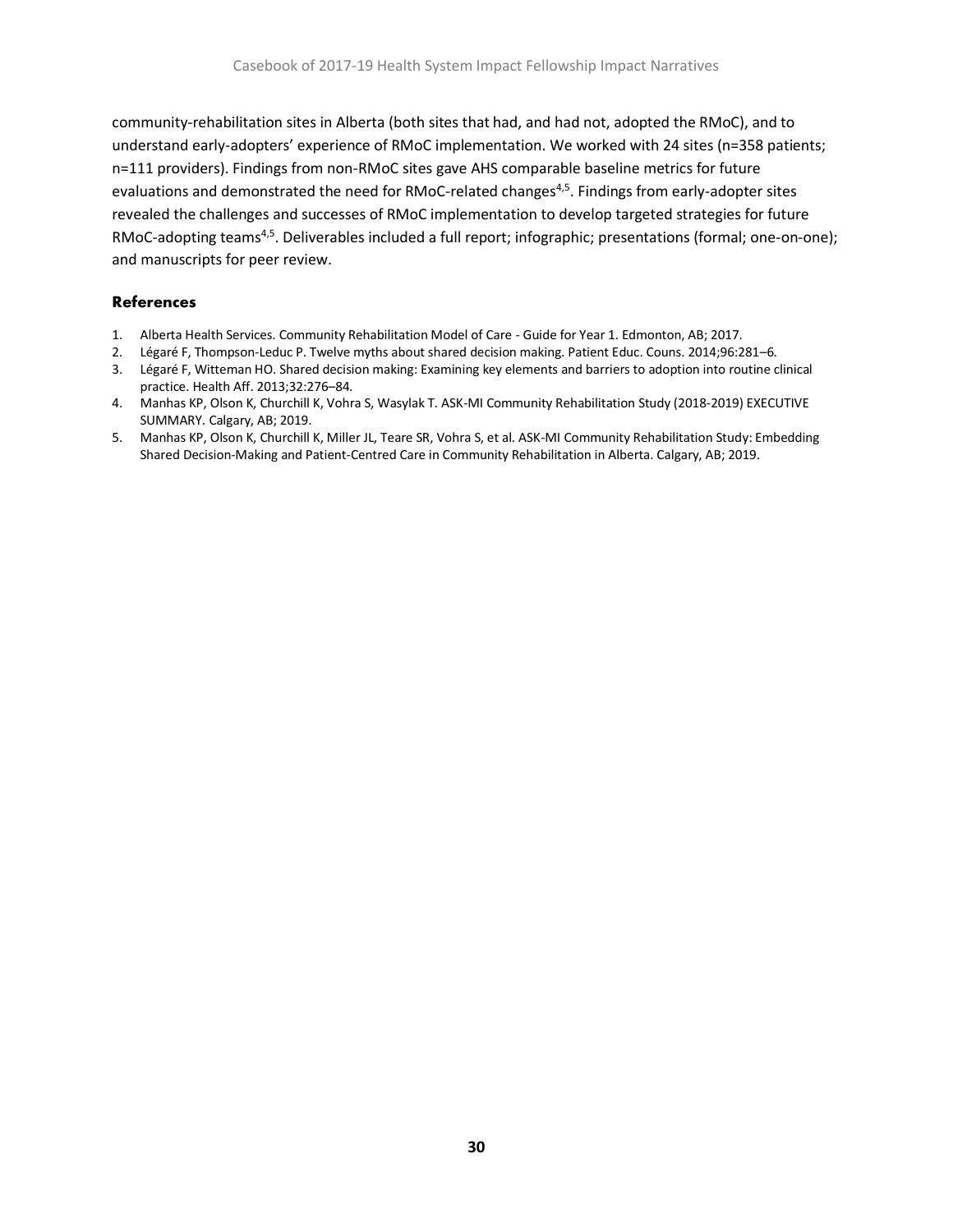community-rehabilitation sites in Alberta (both sites that had, and had not, adopted the RMoC), and to understand early-adopters' experience of RMoC implementation. We worked with 24 sites (n=358 patients; n=111 providers). Findings from non-RMoC sites gave AHS comparable baseline metrics for future evaluations and demonstrated the need for RMoC-related changes[4,5]. Findings from early-adopter sites revealed the challenges and successes of RMoC implementation to develop targeted strategies for future RMoC-adopting teams[4,5]. Deliverables included a full report; infographic; presentations (formal; one-on-one); and manuscripts for peer review.

## References

1. Alberta Health Services. Community Rehabilitation Model of Care - Guide for Year 1. Edmonton, AB; 2017.
2. Légaré F, Thompson-Leduc P. Twelve myths about shared decision making. Patient Educ. Couns. 2014;96:281–6.
3. Légaré F, Witteman HO. Shared decision making: Examining key elements and barriers to adoption into routine clinical practice. Health Aff. 2013;32:276–84.
4. Manhas KP, Olson K, Churchill K, Vohra S, Wasylak T. ASK-MI Community Rehabilitation Study (2018-2019) EXECUTIVE SUMMARY. Calgary, AB; 2019.
5. Manhas KP, Olson K, Churchill K, Miller JL, Teare SR, Vohra S, et al. ASK-MI Community Rehabilitation Study: Embedding Shared Decision-Making and Patient-Centred Care in Community Rehabilitation in Alberta. Calgary, AB; 2019.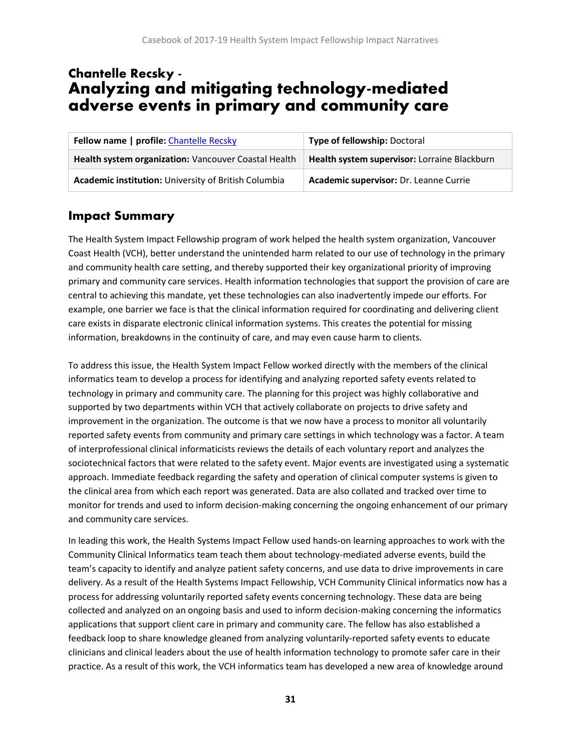# Chantelle Recsky - Analyzing and mitigating technology-mediated adverse events in primary and community care

| Fellow name \| profile: Chantelle Recsky | Type of fellowship: Doctoral |
| --- | --- |
| Health system organization: Vancouver Coastal Health | Health system supervisor: Lorraine Blackburn |
| Academic institution: University of British Columbia | Academic supervisor: Dr. Leanne Currie |

## Impact Summary

The Health System Impact Fellowship program of work helped the health system organization, Vancouver Coast Health (VCH), better understand the unintended harm related to our use of technology in the primary and community health care setting, and thereby supported their key organizational priority of improving primary and community care services. Health information technologies that support the provision of care are central to achieving this mandate, yet these technologies can also inadvertently impede our efforts. For example, one barrier we face is that the clinical information required for coordinating and delivering client care exists in disparate electronic clinical information systems. This creates the potential for missing information, breakdowns in the continuity of care, and may even cause harm to clients.

To address this issue, the Health System Impact Fellow worked directly with the members of the clinical informatics team to develop a process for identifying and analyzing reported safety events related to technology in primary and community care. The planning for this project was highly collaborative and supported by two departments within VCH that actively collaborate on projects to drive safety and improvement in the organization. The outcome is that we now have a process to monitor all voluntarily reported safety events from community and primary care settings in which technology was a factor. A team of interprofessional clinical informaticists reviews the details of each voluntary report and analyzes the sociotechnical factors that were related to the safety event. Major events are investigated using a systematic approach. Immediate feedback regarding the safety and operation of clinical computer systems is given to the clinical area from which each report was generated. Data are also collated and tracked over time to monitor for trends and used to inform decision-making concerning the ongoing enhancement of our primary and community care services.

In leading this work, the Health Systems Impact Fellow used hands-on learning approaches to work with the Community Clinical Informatics team teach them about technology-mediated adverse events, build the team's capacity to identify and analyze patient safety concerns, and use data to drive improvements in care delivery. As a result of the Health Systems Impact Fellowship, VCH Community Clinical informatics now has a process for addressing voluntarily reported safety events concerning technology. These data are being collected and analyzed on an ongoing basis and used to inform decision-making concerning the informatics applications that support client care in primary and community care. The fellow has also established a feedback loop to share knowledge gleaned from analyzing voluntarily-reported safety events to educate clinicians and clinical leaders about the use of health information technology to promote safer care in their practice. As a result of this work, the VCH informatics team has developed a new area of knowledge around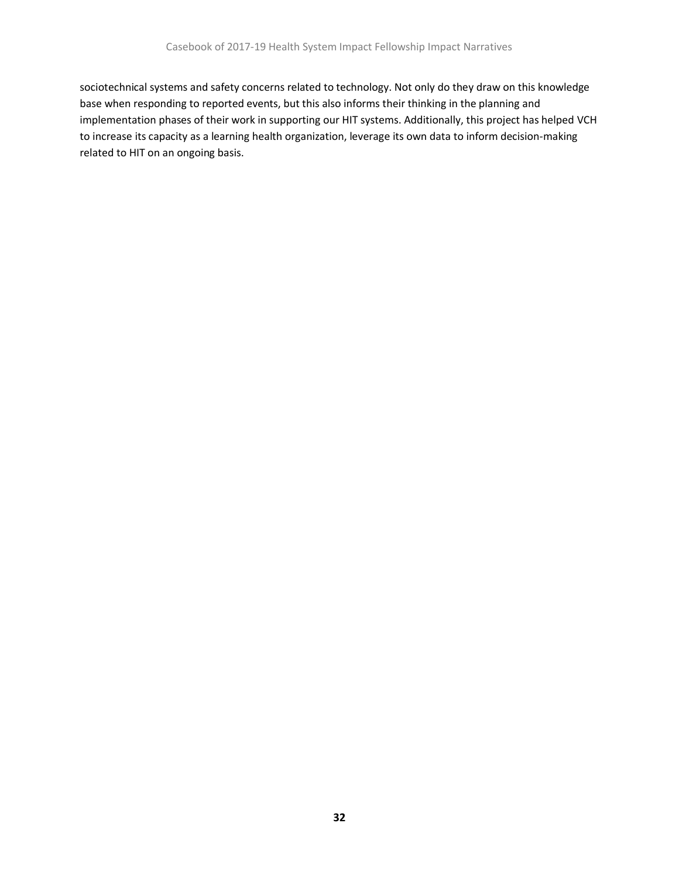sociotechnical systems and safety concerns related to technology. Not only do they draw on this knowledge base when responding to reported events, but this also informs their thinking in the planning and implementation phases of their work in supporting our HIT systems. Additionally, this project has helped VCH to increase its capacity as a learning health organization, leverage its own data to inform decision-making related to HIT on an ongoing basis.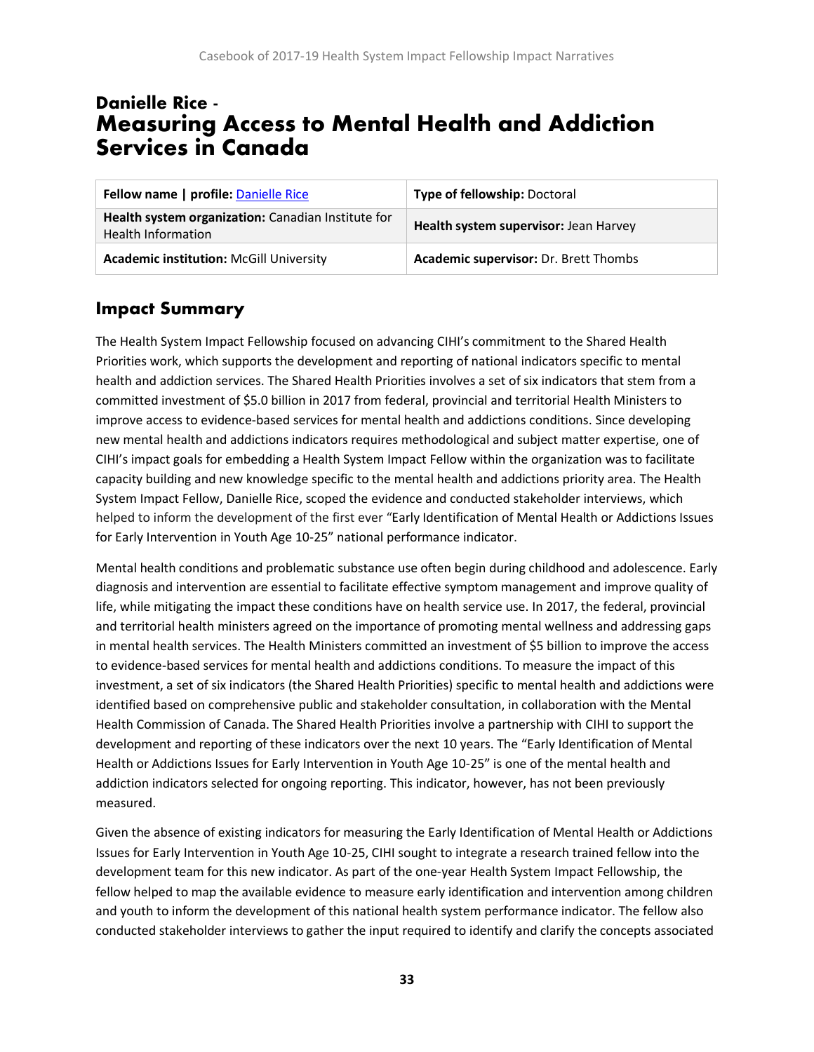# Danielle Rice - Measuring Access to Mental Health and Addiction Services in Canada

| Fellow name \| profile: Danielle Rice | Type of fellowship: Doctoral |
|---|---|
| **Health system organization:** Canadian Institute for Health Information | **Health system supervisor:** Jean Harvey |
| **Academic institution:** McGill University | **Academic supervisor:** Dr. Brett Thombs |

## Impact Summary

The Health System Impact Fellowship focused on advancing CIHI's commitment to the Shared Health Priorities work, which supports the development and reporting of national indicators specific to mental health and addiction services. The Shared Health Priorities involves a set of six indicators that stem from a committed investment of $5.0 billion in 2017 from federal, provincial and territorial Health Ministers to improve access to evidence-based services for mental health and addictions conditions. Since developing new mental health and addictions indicators requires methodological and subject matter expertise, one of CIHI's impact goals for embedding a Health System Impact Fellow within the organization was to facilitate capacity building and new knowledge specific to the mental health and addictions priority area. The Health System Impact Fellow, Danielle Rice, scoped the evidence and conducted stakeholder interviews, which helped to inform the development of the first ever "Early Identification of Mental Health or Addictions Issues for Early Intervention in Youth Age 10-25" national performance indicator.

Mental health conditions and problematic substance use often begin during childhood and adolescence. Early diagnosis and intervention are essential to facilitate effective symptom management and improve quality of life, while mitigating the impact these conditions have on health service use. In 2017, the federal, provincial and territorial health ministers agreed on the importance of promoting mental wellness and addressing gaps in mental health services. The Health Ministers committed an investment of $5 billion to improve the access to evidence-based services for mental health and addictions conditions. To measure the impact of this investment, a set of six indicators (the Shared Health Priorities) specific to mental health and addictions were identified based on comprehensive public and stakeholder consultation, in collaboration with the Mental Health Commission of Canada. The Shared Health Priorities involve a partnership with CIHI to support the development and reporting of these indicators over the next 10 years. The "Early Identification of Mental Health or Addictions Issues for Early Intervention in Youth Age 10-25" is one of the mental health and addiction indicators selected for ongoing reporting. This indicator, however, has not been previously measured.

Given the absence of existing indicators for measuring the Early Identification of Mental Health or Addictions Issues for Early Intervention in Youth Age 10-25, CIHI sought to integrate a research trained fellow into the development team for this new indicator. As part of the one-year Health System Impact Fellowship, the fellow helped to map the available evidence to measure early identification and intervention among children and youth to inform the development of this national health system performance indicator. The fellow also conducted stakeholder interviews to gather the input required to identify and clarify the concepts associated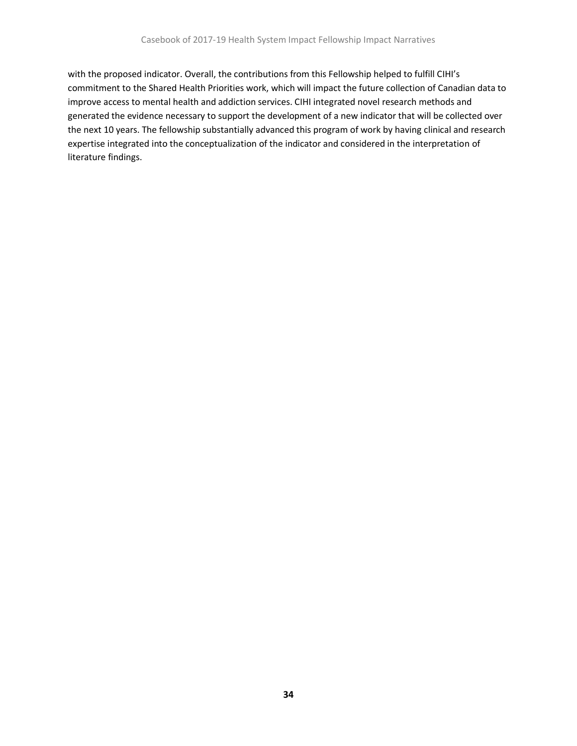with the proposed indicator. Overall, the contributions from this Fellowship helped to fulfill CIHI's commitment to the Shared Health Priorities work, which will impact the future collection of Canadian data to improve access to mental health and addiction services. CIHI integrated novel research methods and generated the evidence necessary to support the development of a new indicator that will be collected over the next 10 years. The fellowship substantially advanced this program of work by having clinical and research expertise integrated into the conceptualization of the indicator and considered in the interpretation of literature findings.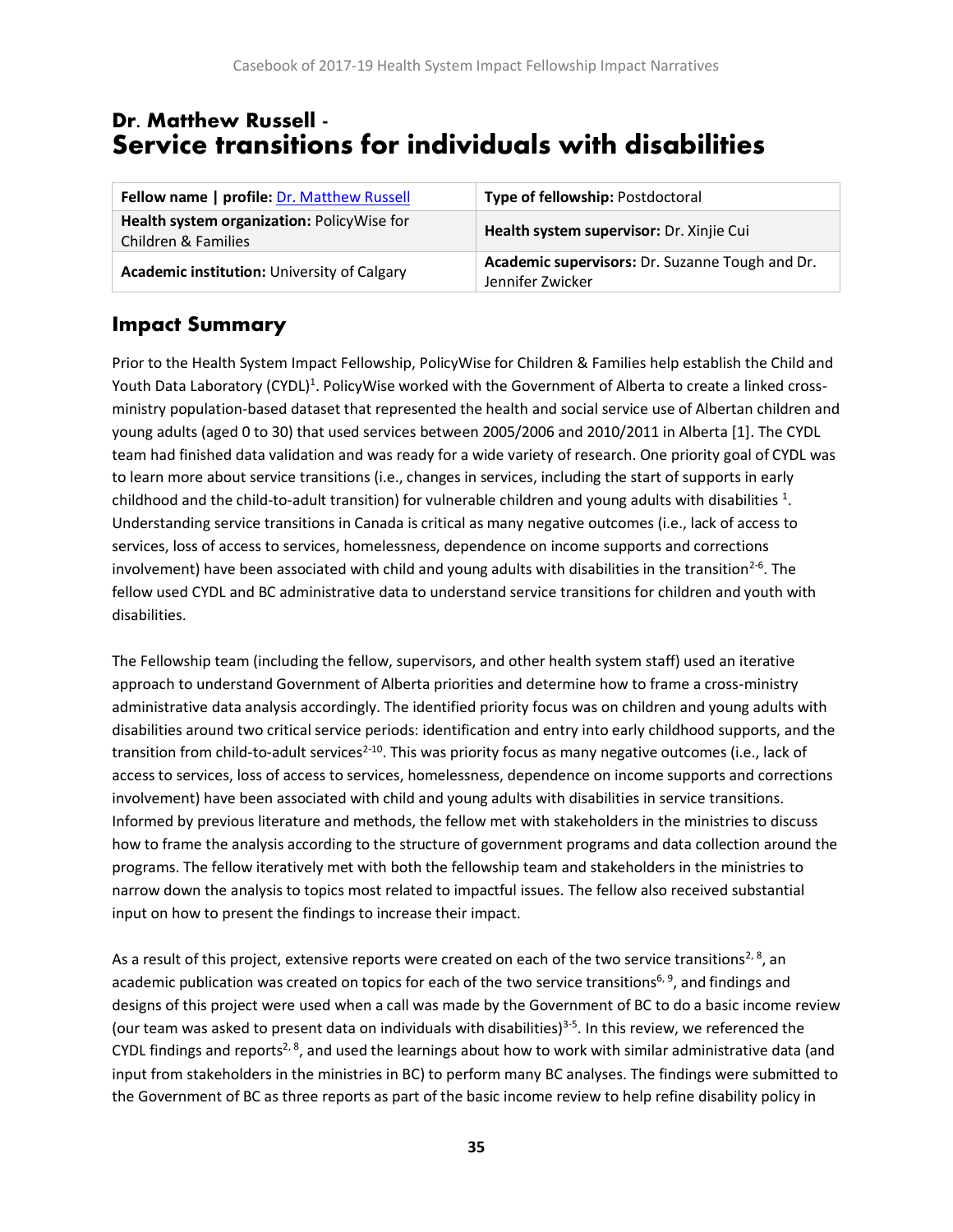# Dr. Matthew Russell - Service transitions for individuals with disabilities

| Fellow name \| profile: Dr. Matthew Russell | Type of fellowship: Postdoctoral |
|---|---|
| Health system organization: PolicyWise for Children & Families | Health system supervisor: Dr. Xinjie Cui |
| Academic institution: University of Calgary | Academic supervisors: Dr. Suzanne Tough and Dr. Jennifer Zwicker |

## Impact Summary

Prior to the Health System Impact Fellowship, PolicyWise for Children & Families help establish the Child and Youth Data Laboratory (CYDL)[1]. PolicyWise worked with the Government of Alberta to create a linked cross-ministry population-based dataset that represented the health and social service use of Albertan children and young adults (aged 0 to 30) that used services between 2005/2006 and 2010/2011 in Alberta [1]. The CYDL team had finished data validation and was ready for a wide variety of research. One priority goal of CYDL was to learn more about service transitions (i.e., changes in services, including the start of supports in early childhood and the child-to-adult transition) for vulnerable children and young adults with disabilities [1]. Understanding service transitions in Canada is critical as many negative outcomes (i.e., lack of access to services, loss of access to services, homelessness, dependence on income supports and corrections involvement) have been associated with child and young adults with disabilities in the transition[2-6]. The fellow used CYDL and BC administrative data to understand service transitions for children and youth with disabilities.

The Fellowship team (including the fellow, supervisors, and other health system staff) used an iterative approach to understand Government of Alberta priorities and determine how to frame a cross-ministry administrative data analysis accordingly. The identified priority focus was on children and young adults with disabilities around two critical service periods: identification and entry into early childhood supports, and the transition from child-to-adult services[2-10]. This was priority focus as many negative outcomes (i.e., lack of access to services, loss of access to services, homelessness, dependence on income supports and corrections involvement) have been associated with child and young adults with disabilities in service transitions. Informed by previous literature and methods, the fellow met with stakeholders in the ministries to discuss how to frame the analysis according to the structure of government programs and data collection around the programs. The fellow iteratively met with both the fellowship team and stakeholders in the ministries to narrow down the analysis to topics most related to impactful issues. The fellow also received substantial input on how to present the findings to increase their impact.

As a result of this project, extensive reports were created on each of the two service transitions[2, 8], an academic publication was created on topics for each of the two service transitions[6, 9], and findings and designs of this project were used when a call was made by the Government of BC to do a basic income review (our team was asked to present data on individuals with disabilities)[3-5]. In this review, we referenced the CYDL findings and reports[2, 8], and used the learnings about how to work with similar administrative data (and input from stakeholders in the ministries in BC) to perform many BC analyses. The findings were submitted to the Government of BC as three reports as part of the basic income review to help refine disability policy in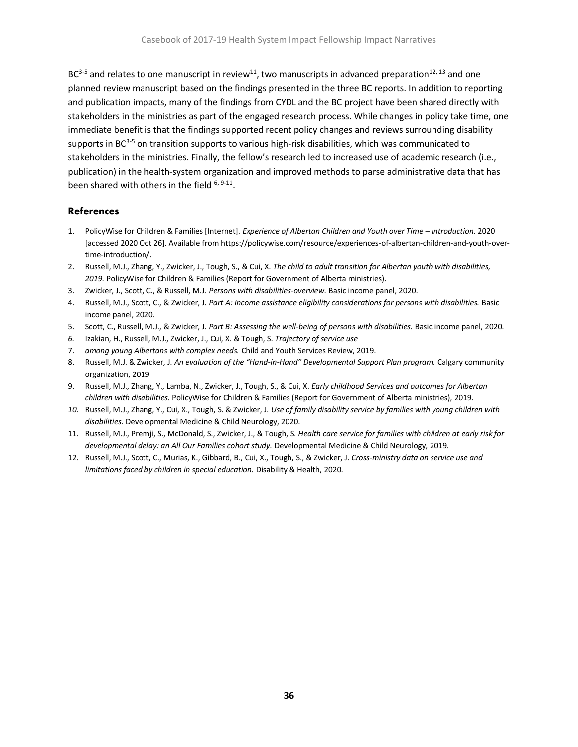BC[3-5] and relates to one manuscript in review[11], two manuscripts in advanced preparation[12, 13] and one planned review manuscript based on the findings presented in the three BC reports. In addition to reporting and publication impacts, many of the findings from CYDL and the BC project have been shared directly with stakeholders in the ministries as part of the engaged research process. While changes in policy take time, one immediate benefit is that the findings supported recent policy changes and reviews surrounding disability supports in BC[3-5] on transition supports to various high-risk disabilities, which was communicated to stakeholders in the ministries. Finally, the fellow's research led to increased use of academic research (i.e., publication) in the health-system organization and improved methods to parse administrative data that has been shared with others in the field [6, 9-11].

## References

1. PolicyWise for Children & Families [Internet]. *Experience of Albertan Children and Youth over Time – Introduction.* 2020 [accessed 2020 Oct 26]. Available from https://policywise.com/resource/experiences-of-albertan-children-and-youth-over-time-introduction/.
2. Russell, M.J., Zhang, Y., Zwicker, J., Tough, S., & Cui, X. *The child to adult transition for Albertan youth with disabilities, 2019.* PolicyWise for Children & Families (Report for Government of Alberta ministries).
3. Zwicker, J., Scott, C., & Russell, M.J. *Persons with disabilities-overview.* Basic income panel, 2020.
4. Russell, M.J., Scott, C., & Zwicker, J. *Part A: Income assistance eligibility considerations for persons with disabilities.* Basic income panel, 2020.
5. Scott, C., Russell, M.J., & Zwicker, J. *Part B: Assessing the well-being of persons with disabilities.* Basic income panel, 2020.
6. Izakian, H., Russell, M.J., Zwicker, J., Cui, X. & Tough, S. *Trajectory of service use*
7. *among young Albertans with complex needs.* Child and Youth Services Review, 2019.
8. Russell, M.J. & Zwicker, J. *An evaluation of the "Hand-in-Hand" Developmental Support Plan program.* Calgary community organization, 2019
9. Russell, M.J., Zhang, Y., Lamba, N., Zwicker, J., Tough, S., & Cui, X. *Early childhood Services and outcomes for Albertan children with disabilities.* PolicyWise for Children & Families (Report for Government of Alberta ministries), 2019.
10. Russell, M.J., Zhang, Y., Cui, X., Tough, S. & Zwicker, J. *Use of family disability service by families with young children with disabilities.* Developmental Medicine & Child Neurology, 2020.
11. Russell, M.J., Premji, S., McDonald, S., Zwicker, J., & Tough, S. *Health care service for families with children at early risk for developmental delay: an All Our Families cohort study.* Developmental Medicine & Child Neurology, 2019.
12. Russell, M.J., Scott, C., Murias, K., Gibbard, B., Cui, X., Tough, S., & Zwicker, J. *Cross-ministry data on service use and limitations faced by children in special education.* Disability & Health, 2020.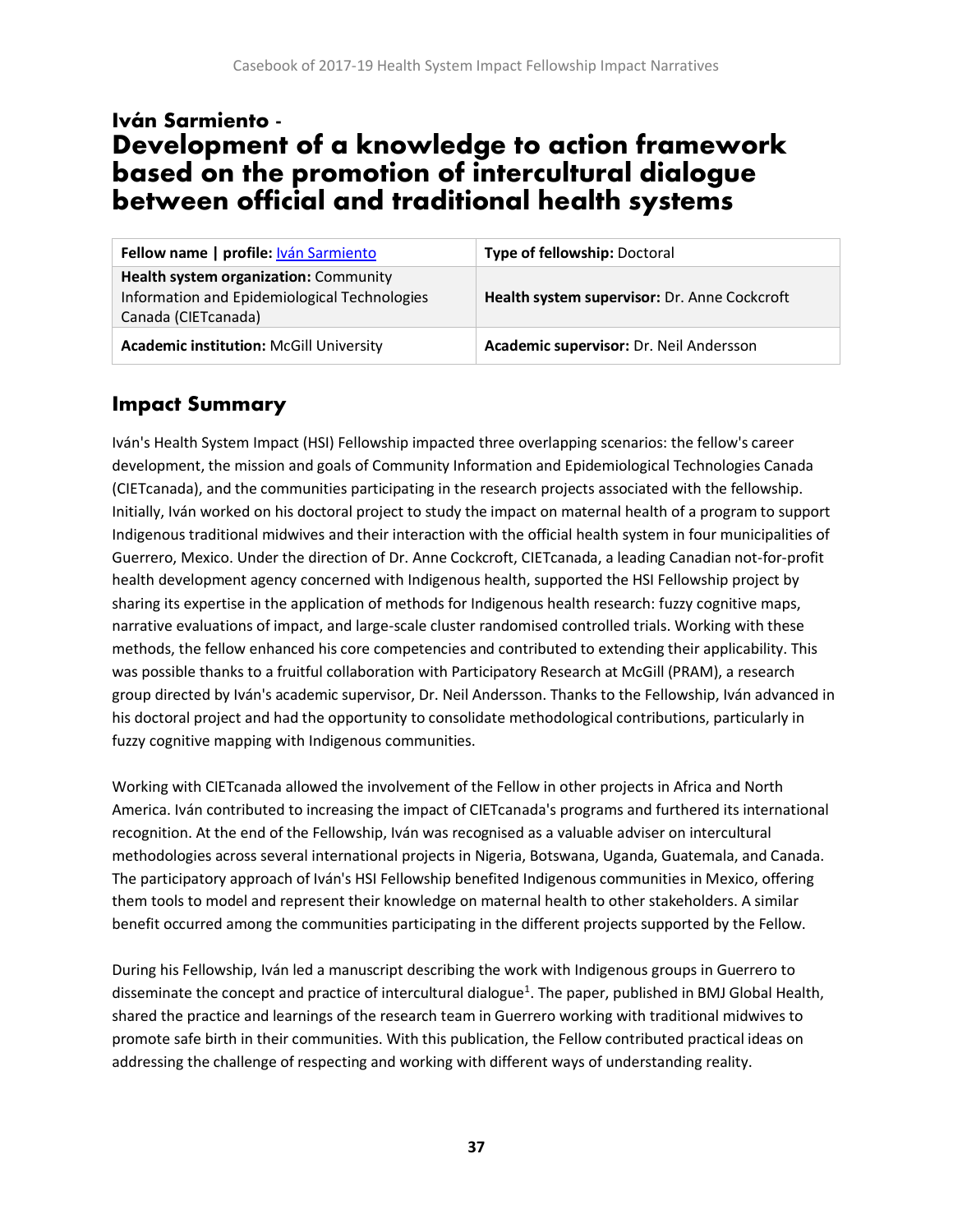# Iván Sarmiento - Development of a knowledge to action framework based on the promotion of intercultural dialogue between official and traditional health systems

| **Fellow name \| profile:** Iván Sarmiento | **Type of fellowship:** Doctoral |
|---|---|
| **Health system organization:** Community Information and Epidemiological Technologies Canada (CIETcanada) | **Health system supervisor:** Dr. Anne Cockcroft |
| **Academic institution:** McGill University | **Academic supervisor:** Dr. Neil Andersson |

## Impact Summary

Iván's Health System Impact (HSI) Fellowship impacted three overlapping scenarios: the fellow's career development, the mission and goals of Community Information and Epidemiological Technologies Canada (CIETcanada), and the communities participating in the research projects associated with the fellowship. Initially, Iván worked on his doctoral project to study the impact on maternal health of a program to support Indigenous traditional midwives and their interaction with the official health system in four municipalities of Guerrero, Mexico. Under the direction of Dr. Anne Cockcroft, CIETcanada, a leading Canadian not-for-profit health development agency concerned with Indigenous health, supported the HSI Fellowship project by sharing its expertise in the application of methods for Indigenous health research: fuzzy cognitive maps, narrative evaluations of impact, and large-scale cluster randomised controlled trials. Working with these methods, the fellow enhanced his core competencies and contributed to extending their applicability. This was possible thanks to a fruitful collaboration with Participatory Research at McGill (PRAM), a research group directed by Iván's academic supervisor, Dr. Neil Andersson. Thanks to the Fellowship, Iván advanced in his doctoral project and had the opportunity to consolidate methodological contributions, particularly in fuzzy cognitive mapping with Indigenous communities.

Working with CIETcanada allowed the involvement of the Fellow in other projects in Africa and North America. Iván contributed to increasing the impact of CIETcanada's programs and furthered its international recognition. At the end of the Fellowship, Iván was recognised as a valuable adviser on intercultural methodologies across several international projects in Nigeria, Botswana, Uganda, Guatemala, and Canada. The participatory approach of Iván's HSI Fellowship benefited Indigenous communities in Mexico, offering them tools to model and represent their knowledge on maternal health to other stakeholders. A similar benefit occurred among the communities participating in the different projects supported by the Fellow.

During his Fellowship, Iván led a manuscript describing the work with Indigenous groups in Guerrero to disseminate the concept and practice of intercultural dialogue[1]. The paper, published in BMJ Global Health, shared the practice and learnings of the research team in Guerrero working with traditional midwives to promote safe birth in their communities. With this publication, the Fellow contributed practical ideas on addressing the challenge of respecting and working with different ways of understanding reality.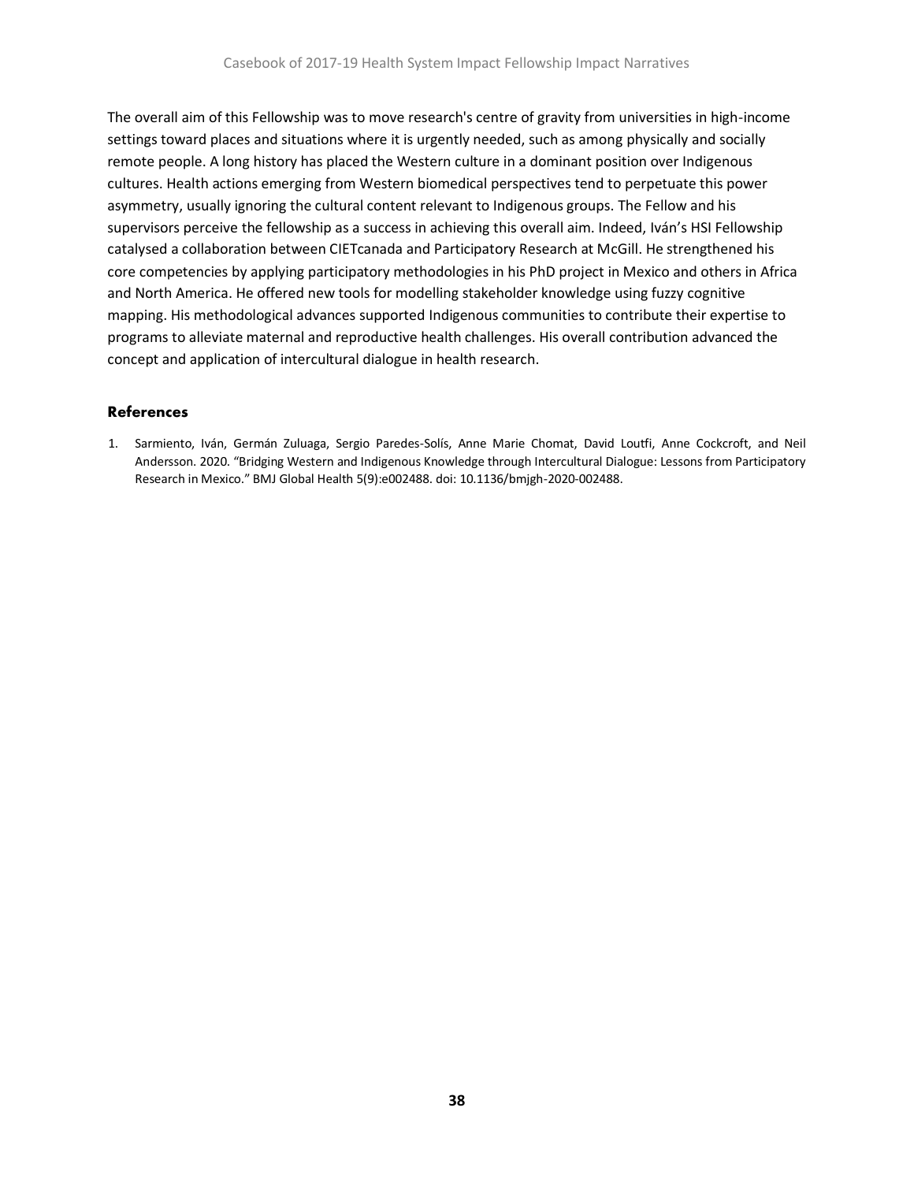The overall aim of this Fellowship was to move research's centre of gravity from universities in high-income settings toward places and situations where it is urgently needed, such as among physically and socially remote people. A long history has placed the Western culture in a dominant position over Indigenous cultures. Health actions emerging from Western biomedical perspectives tend to perpetuate this power asymmetry, usually ignoring the cultural content relevant to Indigenous groups. The Fellow and his supervisors perceive the fellowship as a success in achieving this overall aim. Indeed, Iván's HSI Fellowship catalysed a collaboration between CIETcanada and Participatory Research at McGill. He strengthened his core competencies by applying participatory methodologies in his PhD project in Mexico and others in Africa and North America. He offered new tools for modelling stakeholder knowledge using fuzzy cognitive mapping. His methodological advances supported Indigenous communities to contribute their expertise to programs to alleviate maternal and reproductive health challenges. His overall contribution advanced the concept and application of intercultural dialogue in health research.

## References

1. Sarmiento, Iván, Germán Zuluaga, Sergio Paredes-Solís, Anne Marie Chomat, David Loutfi, Anne Cockcroft, and Neil Andersson. 2020. "Bridging Western and Indigenous Knowledge through Intercultural Dialogue: Lessons from Participatory Research in Mexico." BMJ Global Health 5(9):e002488. doi: 10.1136/bmjgh-2020-002488.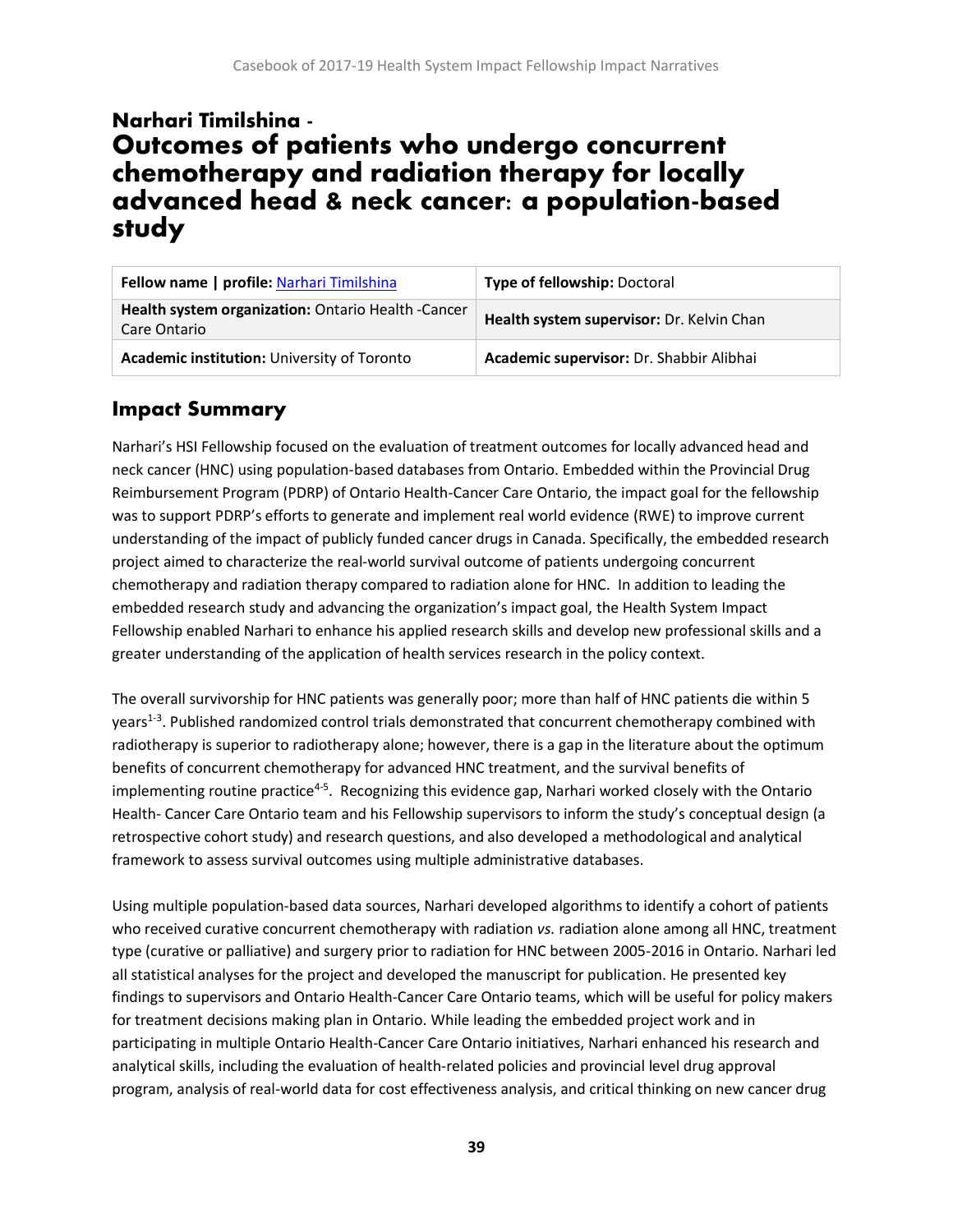# Narhari Timilshina - Outcomes of patients who undergo concurrent chemotherapy and radiation therapy for locally advanced head & neck cancer: a population-based study

| Fellow name \| profile: Narhari Timilshina | Type of fellowship: Doctoral |
|---|---|
| Health system organization: Ontario Health -Cancer Care Ontario | Health system supervisor: Dr. Kelvin Chan |
| Academic institution: University of Toronto | Academic supervisor: Dr. Shabbir Alibhai |

## Impact Summary

Narhari's HSI Fellowship focused on the evaluation of treatment outcomes for locally advanced head and neck cancer (HNC) using population-based databases from Ontario. Embedded within the Provincial Drug Reimbursement Program (PDRP) of Ontario Health-Cancer Care Ontario, the impact goal for the fellowship was to support PDRP's efforts to generate and implement real world evidence (RWE) to improve current understanding of the impact of publicly funded cancer drugs in Canada. Specifically, the embedded research project aimed to characterize the real-world survival outcome of patients undergoing concurrent chemotherapy and radiation therapy compared to radiation alone for HNC. In addition to leading the embedded research study and advancing the organization's impact goal, the Health System Impact Fellowship enabled Narhari to enhance his applied research skills and develop new professional skills and a greater understanding of the application of health services research in the policy context.

The overall survivorship for HNC patients was generally poor; more than half of HNC patients die within 5 years[1-3]. Published randomized control trials demonstrated that concurrent chemotherapy combined with radiotherapy is superior to radiotherapy alone; however, there is a gap in the literature about the optimum benefits of concurrent chemotherapy for advanced HNC treatment, and the survival benefits of implementing routine practice[4-5]. Recognizing this evidence gap, Narhari worked closely with the Ontario Health- Cancer Care Ontario team and his Fellowship supervisors to inform the study's conceptual design (a retrospective cohort study) and research questions, and also developed a methodological and analytical framework to assess survival outcomes using multiple administrative databases.

Using multiple population-based data sources, Narhari developed algorithms to identify a cohort of patients who received curative concurrent chemotherapy with radiation *vs.* radiation alone among all HNC, treatment type (curative or palliative) and surgery prior to radiation for HNC between 2005-2016 in Ontario. Narhari led all statistical analyses for the project and developed the manuscript for publication. He presented key findings to supervisors and Ontario Health-Cancer Care Ontario teams, which will be useful for policy makers for treatment decisions making plan in Ontario. While leading the embedded project work and in participating in multiple Ontario Health-Cancer Care Ontario initiatives, Narhari enhanced his research and analytical skills, including the evaluation of health-related policies and provincial level drug approval program, analysis of real-world data for cost effectiveness analysis, and critical thinking on new cancer drug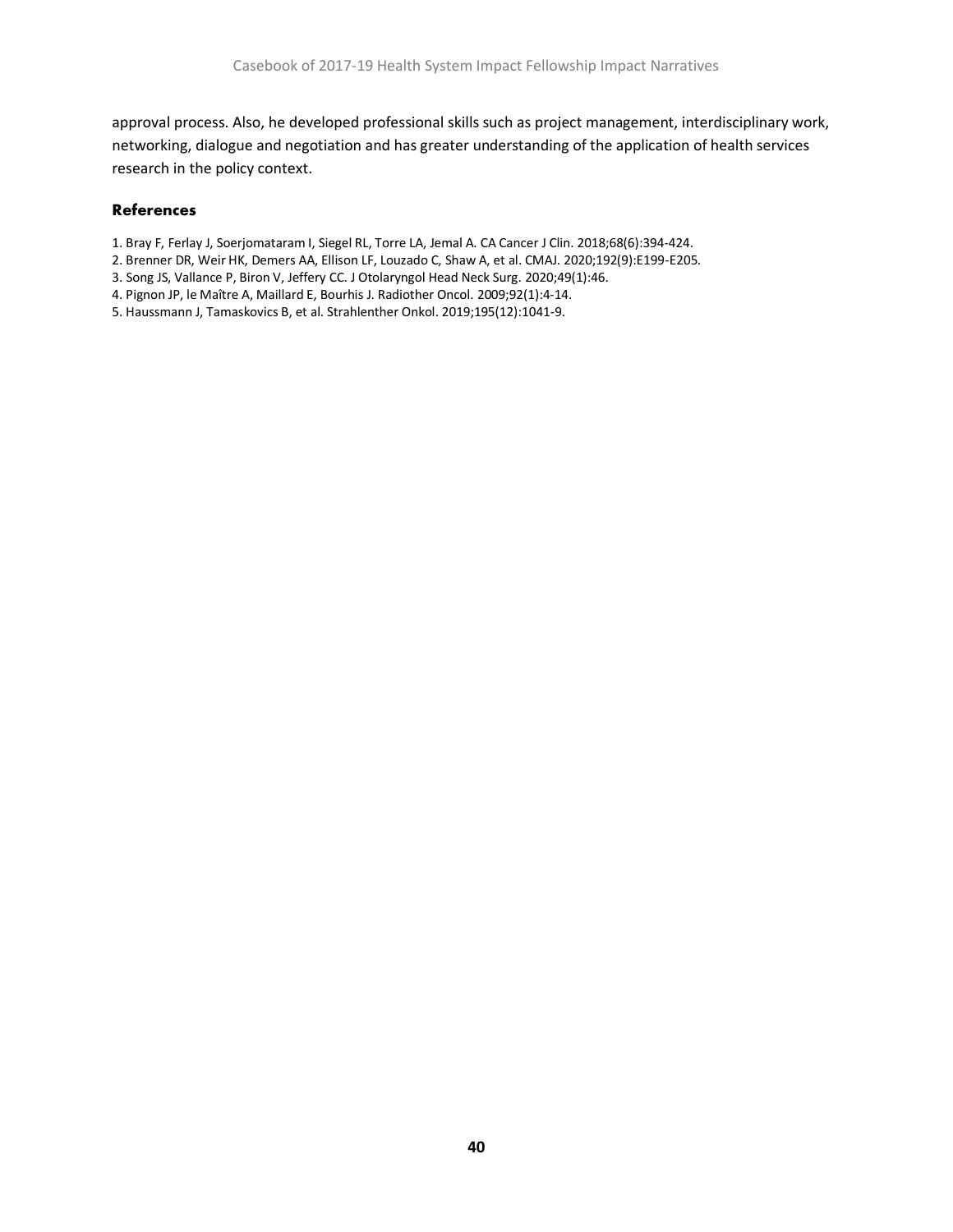approval process. Also, he developed professional skills such as project management, interdisciplinary work, networking, dialogue and negotiation and has greater understanding of the application of health services research in the policy context.

### References

1. Bray F, Ferlay J, Soerjomataram I, Siegel RL, Torre LA, Jemal A. CA Cancer J Clin. 2018;68(6):394-424.
2. Brenner DR, Weir HK, Demers AA, Ellison LF, Louzado C, Shaw A, et al. CMAJ. 2020;192(9):E199-E205.
3. Song JS, Vallance P, Biron V, Jeffery CC. J Otolaryngol Head Neck Surg. 2020;49(1):46.
4. Pignon JP, le Maître A, Maillard E, Bourhis J. Radiother Oncol. 2009;92(1):4-14.
5. Haussmann J, Tamaskovics B, et al. Strahlenther Onkol. 2019;195(12):1041-9.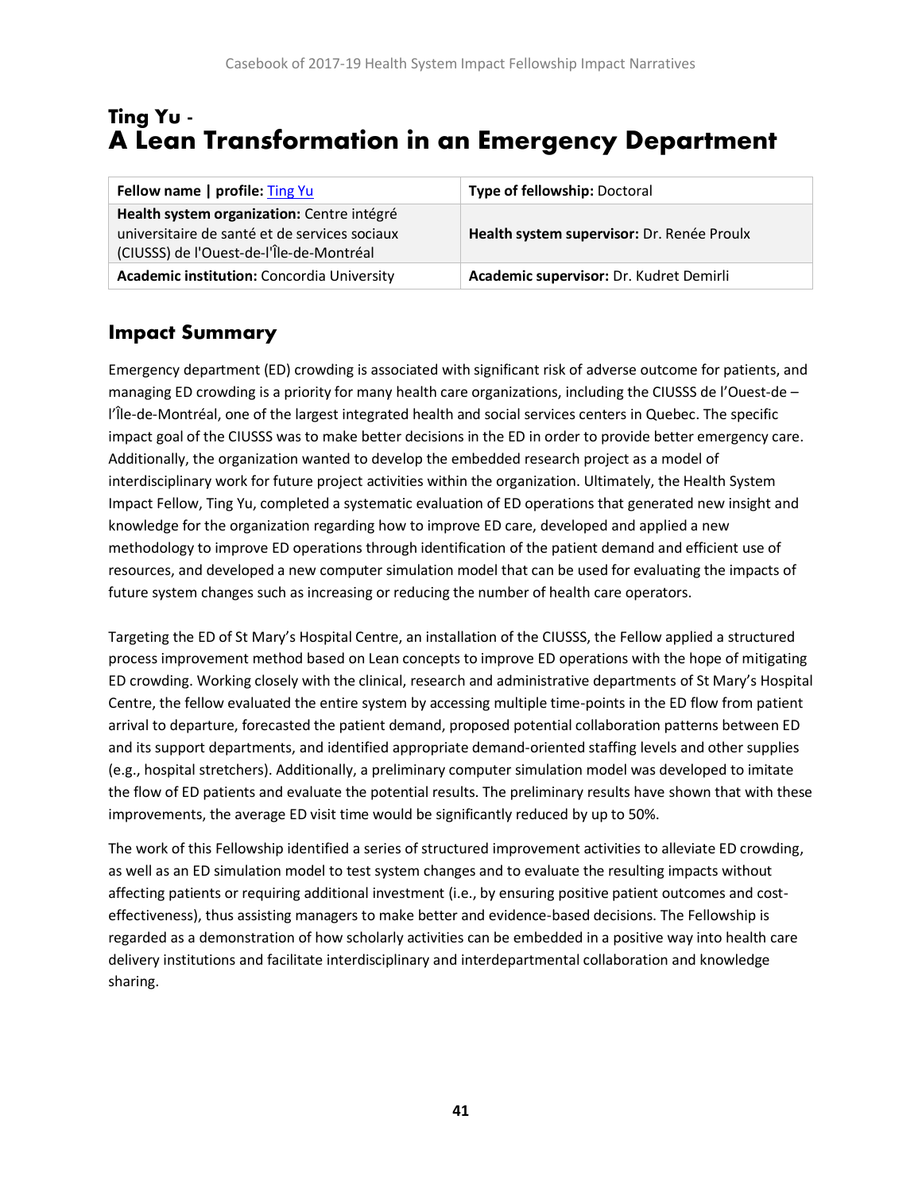# Ting Yu - A Lean Transformation in an Emergency Department

| Fellow name \| profile: [Ting Yu]() | Type of fellowship: Doctoral |
|---|---|
| **Health system organization:** Centre intégré universitaire de santé et de services sociaux (CIUSSS) de l'Ouest-de-l'Île-de-Montréal | **Health system supervisor:** Dr. Renée Proulx |
| **Academic institution:** Concordia University | **Academic supervisor:** Dr. Kudret Demirli |

## Impact Summary

Emergency department (ED) crowding is associated with significant risk of adverse outcome for patients, and managing ED crowding is a priority for many health care organizations, including the CIUSSS de l'Ouest-de – l'Île-de-Montréal, one of the largest integrated health and social services centers in Quebec. The specific impact goal of the CIUSSS was to make better decisions in the ED in order to provide better emergency care. Additionally, the organization wanted to develop the embedded research project as a model of interdisciplinary work for future project activities within the organization. Ultimately, the Health System Impact Fellow, Ting Yu, completed a systematic evaluation of ED operations that generated new insight and knowledge for the organization regarding how to improve ED care, developed and applied a new methodology to improve ED operations through identification of the patient demand and efficient use of resources, and developed a new computer simulation model that can be used for evaluating the impacts of future system changes such as increasing or reducing the number of health care operators.

Targeting the ED of St Mary's Hospital Centre, an installation of the CIUSSS, the Fellow applied a structured process improvement method based on Lean concepts to improve ED operations with the hope of mitigating ED crowding. Working closely with the clinical, research and administrative departments of St Mary's Hospital Centre, the fellow evaluated the entire system by accessing multiple time-points in the ED flow from patient arrival to departure, forecasted the patient demand, proposed potential collaboration patterns between ED and its support departments, and identified appropriate demand-oriented staffing levels and other supplies (e.g., hospital stretchers). Additionally, a preliminary computer simulation model was developed to imitate the flow of ED patients and evaluate the potential results. The preliminary results have shown that with these improvements, the average ED visit time would be significantly reduced by up to 50%.

The work of this Fellowship identified a series of structured improvement activities to alleviate ED crowding, as well as an ED simulation model to test system changes and to evaluate the resulting impacts without affecting patients or requiring additional investment (i.e., by ensuring positive patient outcomes and cost-effectiveness), thus assisting managers to make better and evidence-based decisions. The Fellowship is regarded as a demonstration of how scholarly activities can be embedded in a positive way into health care delivery institutions and facilitate interdisciplinary and interdepartmental collaboration and knowledge sharing.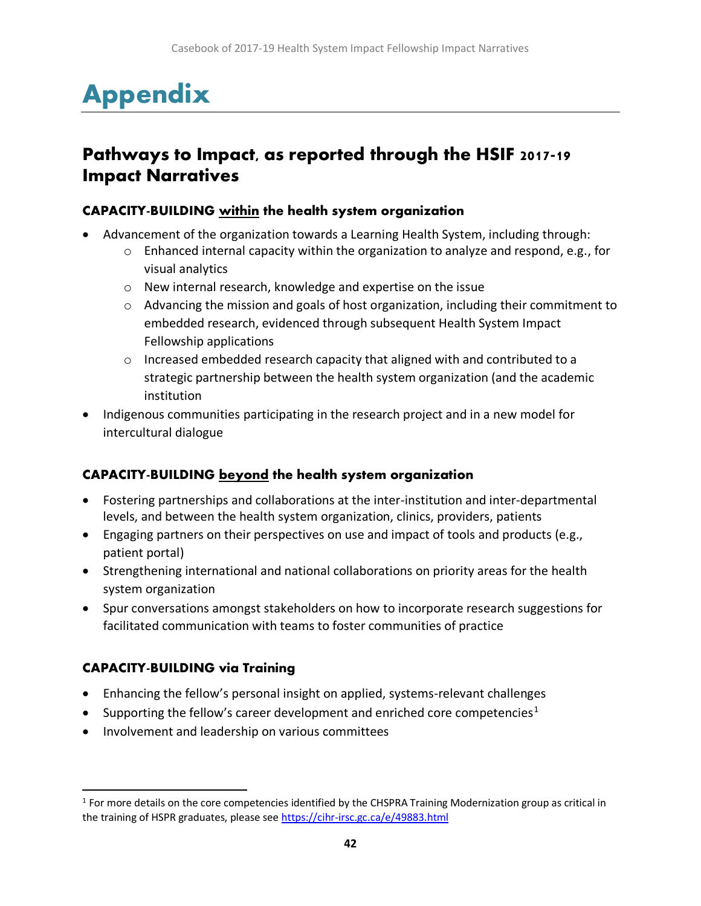# Appendix

## Pathways to Impact, as reported through the HSIF 2017-19 Impact Narratives

### CAPACITY-BUILDING within the health system organization

- Advancement of the organization towards a Learning Health System, including through:
  - Enhanced internal capacity within the organization to analyze and respond, e.g., for visual analytics
  - New internal research, knowledge and expertise on the issue
  - Advancing the mission and goals of host organization, including their commitment to embedded research, evidenced through subsequent Health System Impact Fellowship applications
  - Increased embedded research capacity that aligned with and contributed to a strategic partnership between the health system organization (and the academic institution
- Indigenous communities participating in the research project and in a new model for intercultural dialogue

### CAPACITY-BUILDING beyond the health system organization

- Fostering partnerships and collaborations at the inter-institution and inter-departmental levels, and between the health system organization, clinics, providers, patients
- Engaging partners on their perspectives on use and impact of tools and products (e.g., patient portal)
- Strengthening international and national collaborations on priority areas for the health system organization
- Spur conversations amongst stakeholders on how to incorporate research suggestions for facilitated communication with teams to foster communities of practice

### CAPACITY-BUILDING via Training

- Enhancing the fellow's personal insight on applied, systems-relevant challenges
- Supporting the fellow's career development and enriched core competencies[1]
- Involvement and leadership on various committees

[1] For more details on the core competencies identified by the CHSPRA Training Modernization group as critical in the training of HSPR graduates, please see https://cihr-irsc.gc.ca/e/49883.html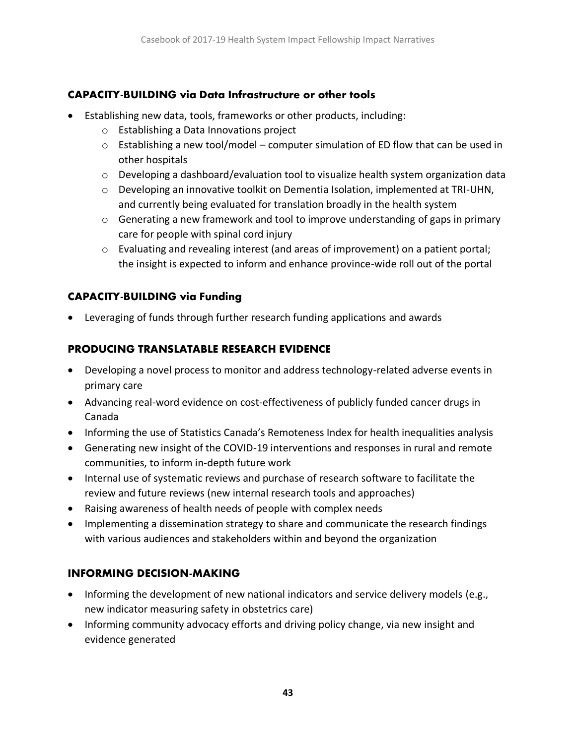### CAPACITY-BUILDING via Data Infrastructure or other tools

- Establishing new data, tools, frameworks or other products, including:
  - Establishing a Data Innovations project
  - Establishing a new tool/model – computer simulation of ED flow that can be used in other hospitals
  - Developing a dashboard/evaluation tool to visualize health system organization data
  - Developing an innovative toolkit on Dementia Isolation, implemented at TRI-UHN, and currently being evaluated for translation broadly in the health system
  - Generating a new framework and tool to improve understanding of gaps in primary care for people with spinal cord injury
  - Evaluating and revealing interest (and areas of improvement) on a patient portal; the insight is expected to inform and enhance province-wide roll out of the portal

### CAPACITY-BUILDING via Funding

- Leveraging of funds through further research funding applications and awards

### PRODUCING TRANSLATABLE RESEARCH EVIDENCE

- Developing a novel process to monitor and address technology-related adverse events in primary care
- Advancing real-word evidence on cost-effectiveness of publicly funded cancer drugs in Canada
- Informing the use of Statistics Canada's Remoteness Index for health inequalities analysis
- Generating new insight of the COVID-19 interventions and responses in rural and remote communities, to inform in-depth future work
- Internal use of systematic reviews and purchase of research software to facilitate the review and future reviews (new internal research tools and approaches)
- Raising awareness of health needs of people with complex needs
- Implementing a dissemination strategy to share and communicate the research findings with various audiences and stakeholders within and beyond the organization

### INFORMING DECISION-MAKING

- Informing the development of new national indicators and service delivery models (e.g., new indicator measuring safety in obstetrics care)
- Informing community advocacy efforts and driving policy change, via new insight and evidence generated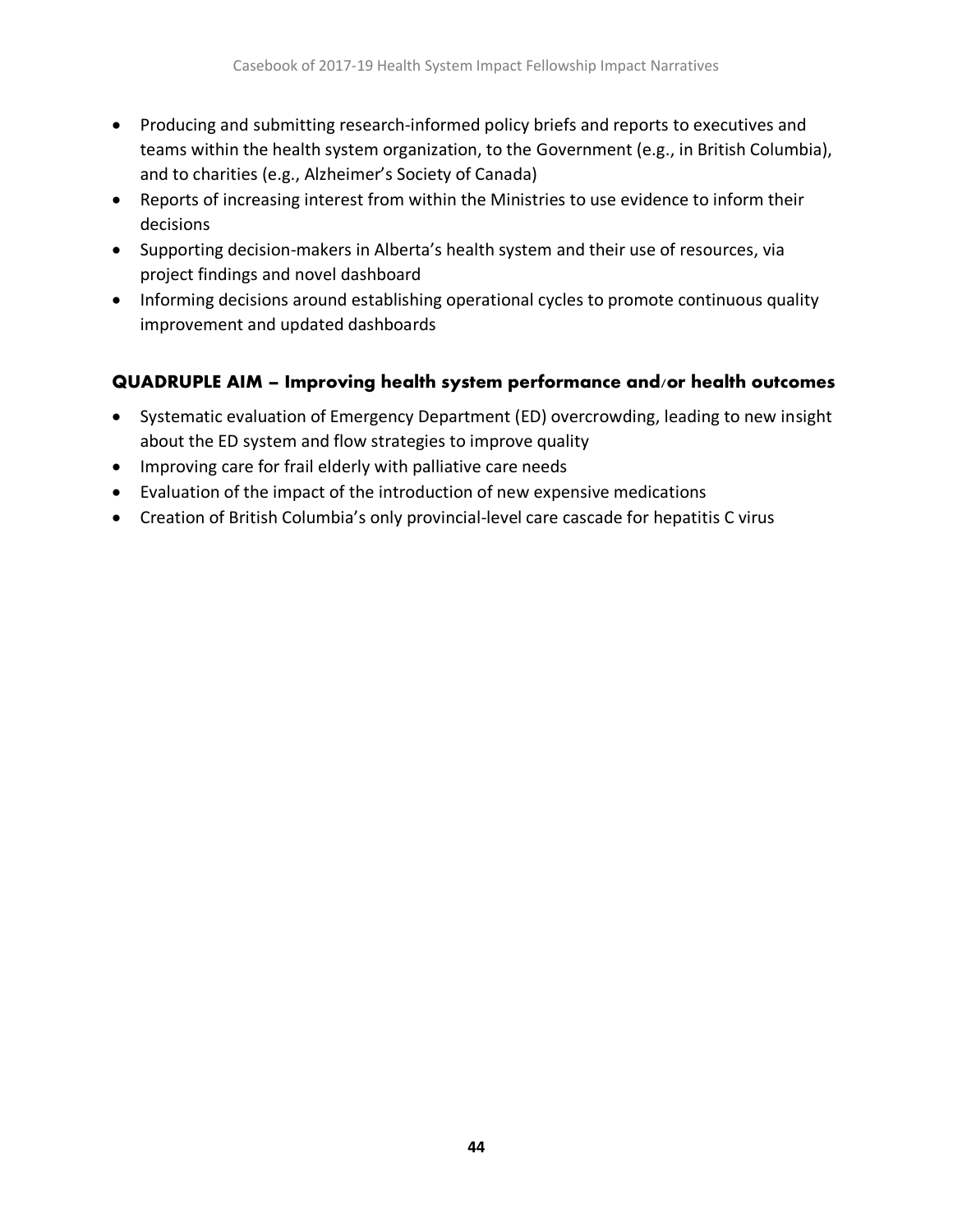- Producing and submitting research-informed policy briefs and reports to executives and teams within the health system organization, to the Government (e.g., in British Columbia), and to charities (e.g., Alzheimer's Society of Canada)
- Reports of increasing interest from within the Ministries to use evidence to inform their decisions
- Supporting decision-makers in Alberta's health system and their use of resources, via project findings and novel dashboard
- Informing decisions around establishing operational cycles to promote continuous quality improvement and updated dashboards

### QUADRUPLE AIM – Improving health system performance and/or health outcomes

- Systematic evaluation of Emergency Department (ED) overcrowding, leading to new insight about the ED system and flow strategies to improve quality
- Improving care for frail elderly with palliative care needs
- Evaluation of the impact of the introduction of new expensive medications
- Creation of British Columbia's only provincial-level care cascade for hepatitis C virus